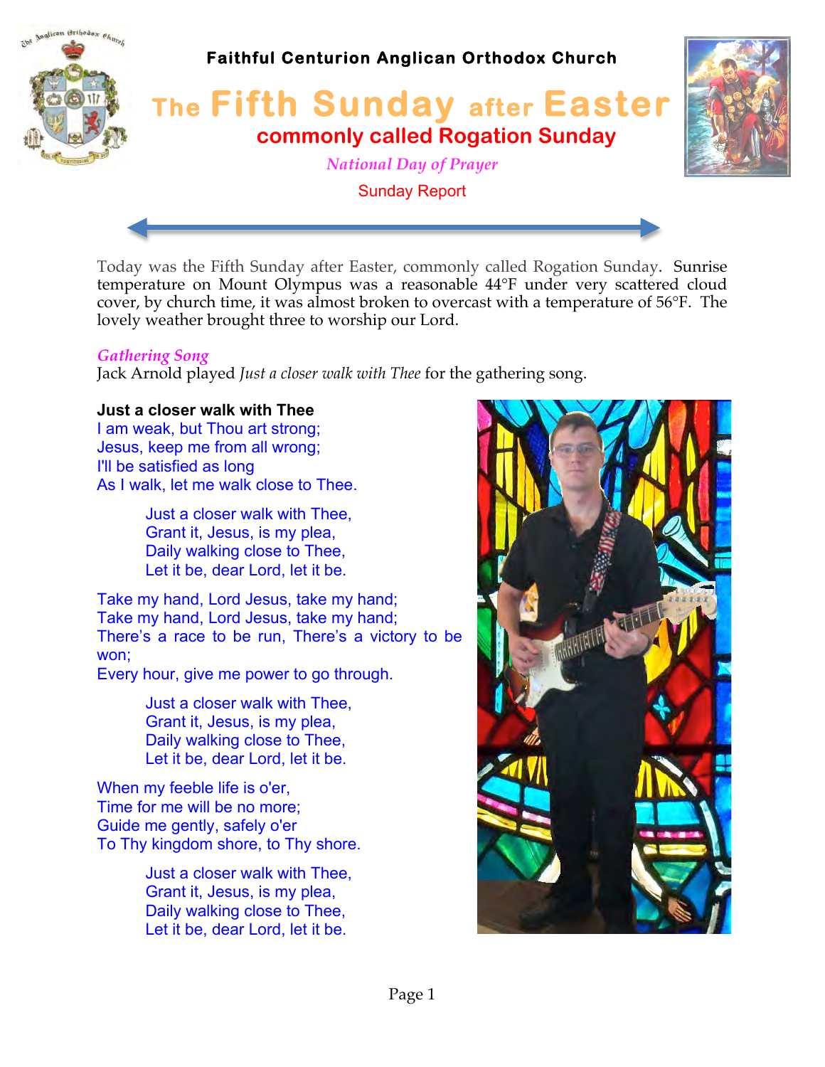**Faithful Centurion Anglican Orthodox Church**

# The Fifth Sunday after Easter

## commonly called Rogation Sunday

*National Day of Prayer*

Sunday Report

Today was the Fifth Sunday after Easter, commonly called Rogation Sunday. Sunrise temperature on Mount Olympus was a reasonable 44°F under very scattered cloud cover, by church time, it was almost broken to overcast with a temperature of 56°F. The lovely weather brought three to worship our Lord.

*Gathering Song*

Jack Arnold played *Just a closer walk with Thee* for the gathering song.

**Just a closer walk with Thee**

I am weak, but Thou art strong;
Jesus, keep me from all wrong;
I'll be satisfied as long
As I walk, let me walk close to Thee.

> Just a closer walk with Thee,
> Grant it, Jesus, is my plea,
> Daily walking close to Thee,
> Let it be, dear Lord, let it be.

Take my hand, Lord Jesus, take my hand;
Take my hand, Lord Jesus, take my hand;
There's a race to be run, There's a victory to be won;
Every hour, give me power to go through.

> Just a closer walk with Thee,
> Grant it, Jesus, is my plea,
> Daily walking close to Thee,
> Let it be, dear Lord, let it be.

When my feeble life is o'er,
Time for me will be no more;
Guide me gently, safely o'er
To Thy kingdom shore, to Thy shore.

> Just a closer walk with Thee,
> Grant it, Jesus, is my plea,
> Daily walking close to Thee,
> Let it be, dear Lord, let it be.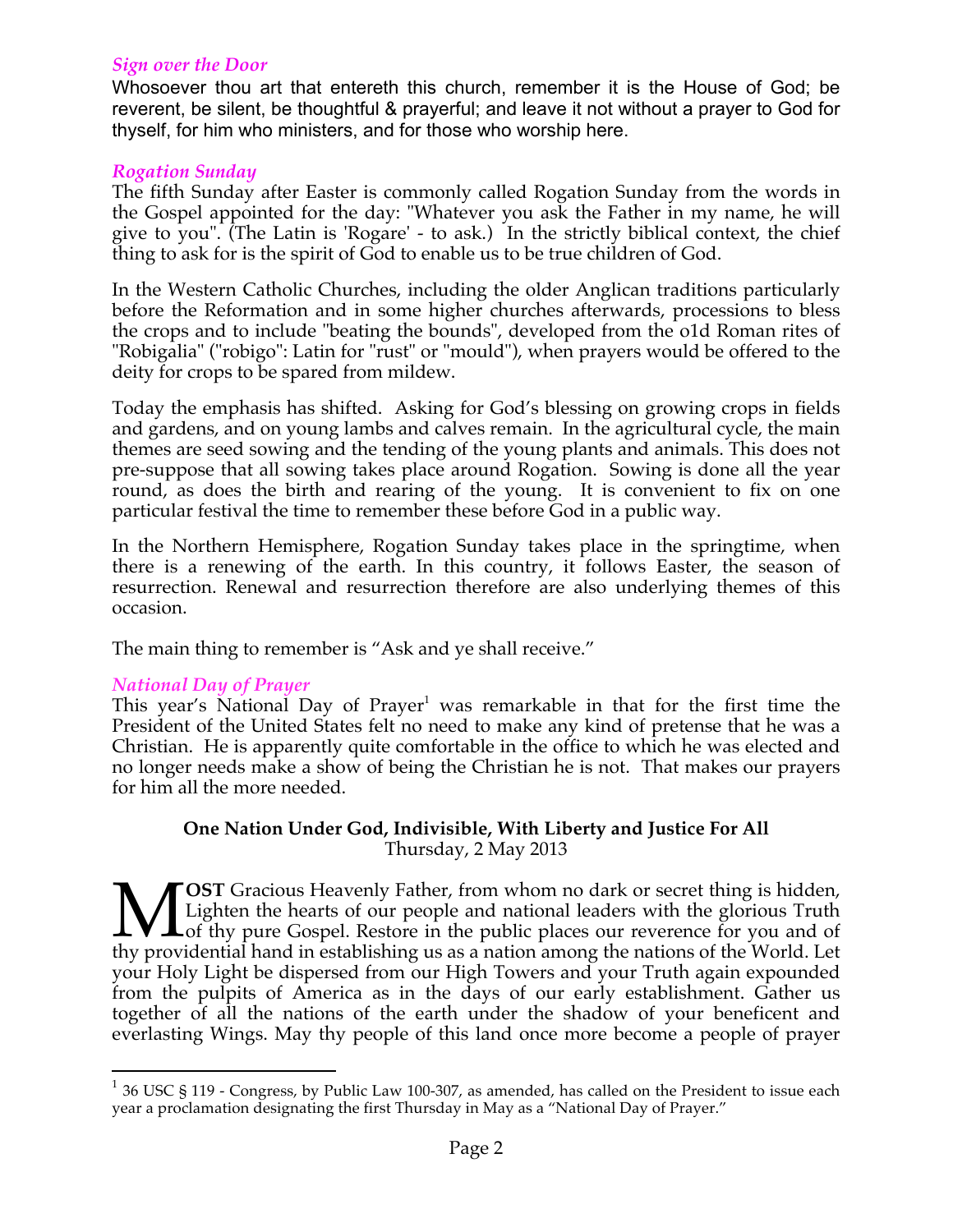### *Sign over the Door*

Whosoever thou art that entereth this church, remember it is the House of God; be reverent, be silent, be thoughtful & prayerful; and leave it not without a prayer to God for thyself, for him who ministers, and for those who worship here.

### *Rogation Sunday*

The fifth Sunday after Easter is commonly called Rogation Sunday from the words in the Gospel appointed for the day: "Whatever you ask the Father in my name, he will give to you". (The Latin is 'Rogare' - to ask.) In the strictly biblical context, the chief thing to ask for is the spirit of God to enable us to be true children of God.

In the Western Catholic Churches, including the older Anglican traditions particularly before the Reformation and in some higher churches afterwards, processions to bless the crops and to include "beating the bounds", developed from the o1d Roman rites of "Robigalia" ("robigo": Latin for "rust" or "mould"), when prayers would be offered to the deity for crops to be spared from mildew.

Today the emphasis has shifted. Asking for God's blessing on growing crops in fields and gardens, and on young lambs and calves remain. In the agricultural cycle, the main themes are seed sowing and the tending of the young plants and animals. This does not pre-suppose that all sowing takes place around Rogation. Sowing is done all the year round, as does the birth and rearing of the young. It is convenient to fix on one particular festival the time to remember these before God in a public way.

In the Northern Hemisphere, Rogation Sunday takes place in the springtime, when there is a renewing of the earth. In this country, it follows Easter, the season of resurrection. Renewal and resurrection therefore are also underlying themes of this occasion.

The main thing to remember is "Ask and ye shall receive."

### *National Day of Prayer*

This year's National Day of Prayer[1] was remarkable in that for the first time the President of the United States felt no need to make any kind of pretense that he was a Christian. He is apparently quite comfortable in the office to which he was elected and no longer needs make a show of being the Christian he is not. That makes our prayers for him all the more needed.

**One Nation Under God, Indivisible, With Liberty and Justice For All**
Thursday, 2 May 2013

**MOST** Gracious Heavenly Father, from whom no dark or secret thing is hidden, Lighten the hearts of our people and national leaders with the glorious Truth of thy pure Gospel. Restore in the public places our reverence for you and of thy providential hand in establishing us as a nation among the nations of the World. Let your Holy Light be dispersed from our High Towers and your Truth again expounded from the pulpits of America as in the days of our early establishment. Gather us together of all the nations of the earth under the shadow of your beneficent and everlasting Wings. May thy people of this land once more become a people of prayer

[1] 36 USC § 119 - Congress, by Public Law 100-307, as amended, has called on the President to issue each year a proclamation designating the first Thursday in May as a "National Day of Prayer."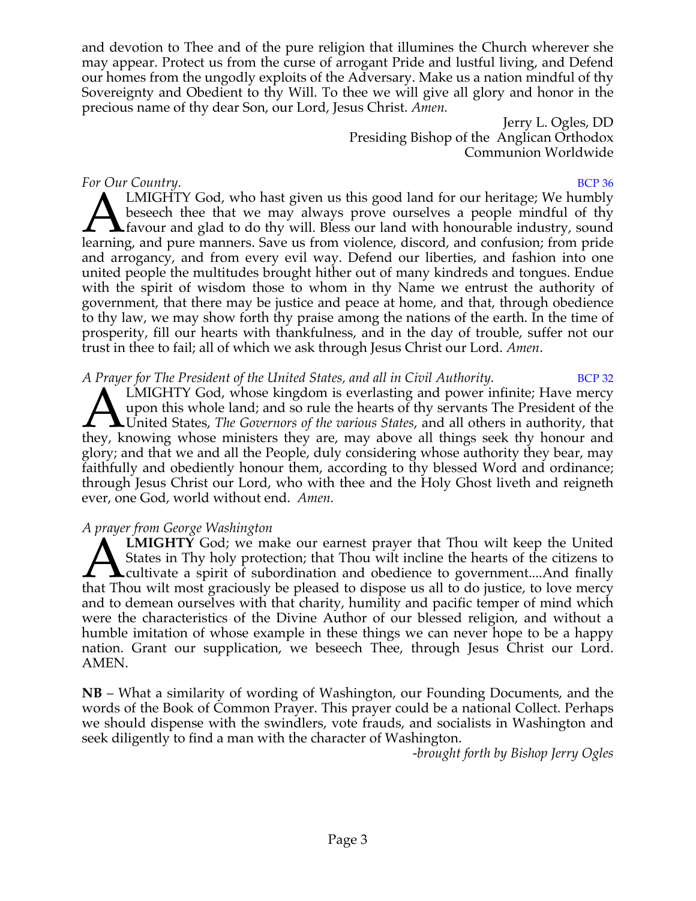and devotion to Thee and of the pure religion that illumines the Church wherever she may appear. Protect us from the curse of arrogant Pride and lustful living, and Defend our homes from the ungodly exploits of the Adversary. Make us a nation mindful of thy Sovereignty and Obedient to thy Will. To thee we will give all glory and honor in the precious name of thy dear Son, our Lord, Jesus Christ. *Amen.*

Jerry L. Ogles, DD
Presiding Bishop of the Anglican Orthodox Communion Worldwide

*For Our Country.* BCP 36

ALMIGHTY God, who hast given us this good land for our heritage; We humbly beseech thee that we may always prove ourselves a people mindful of thy favour and glad to do thy will. Bless our land with honourable industry, sound learning, and pure manners. Save us from violence, discord, and confusion; from pride and arrogancy, and from every evil way. Defend our liberties, and fashion into one united people the multitudes brought hither out of many kindreds and tongues. Endue with the spirit of wisdom those to whom in thy Name we entrust the authority of government, that there may be justice and peace at home, and that, through obedience to thy law, we may show forth thy praise among the nations of the earth. In the time of prosperity, fill our hearts with thankfulness, and in the day of trouble, suffer not our trust in thee to fail; all of which we ask through Jesus Christ our Lord. *Amen*.

*A Prayer for The President of the United States, and all in Civil Authority.* BCP 32

ALMIGHTY God, whose kingdom is everlasting and power infinite; Have mercy upon this whole land; and so rule the hearts of thy servants The President of the United States, *The Governors of the various States*, and all others in authority, that they, knowing whose ministers they are, may above all things seek thy honour and glory; and that we and all the People, duly considering whose authority they bear, may faithfully and obediently honour them, according to thy blessed Word and ordinance; through Jesus Christ our Lord, who with thee and the Holy Ghost liveth and reigneth ever, one God, world without end. *Amen.*

*A prayer from George Washington*

**ALMIGHTY** God; we make our earnest prayer that Thou wilt keep the United States in Thy holy protection; that Thou wilt incline the hearts of the citizens to cultivate a spirit of subordination and obedience to government....And finally that Thou wilt most graciously be pleased to dispose us all to do justice, to love mercy and to demean ourselves with that charity, humility and pacific temper of mind which were the characteristics of the Divine Author of our blessed religion, and without a humble imitation of whose example in these things we can never hope to be a happy nation. Grant our supplication, we beseech Thee, through Jesus Christ our Lord. AMEN.

**NB** – What a similarity of wording of Washington, our Founding Documents, and the words of the Book of Common Prayer. This prayer could be a national Collect. Perhaps we should dispense with the swindlers, vote frauds, and socialists in Washington and seek diligently to find a man with the character of Washington.

*-brought forth by Bishop Jerry Ogles*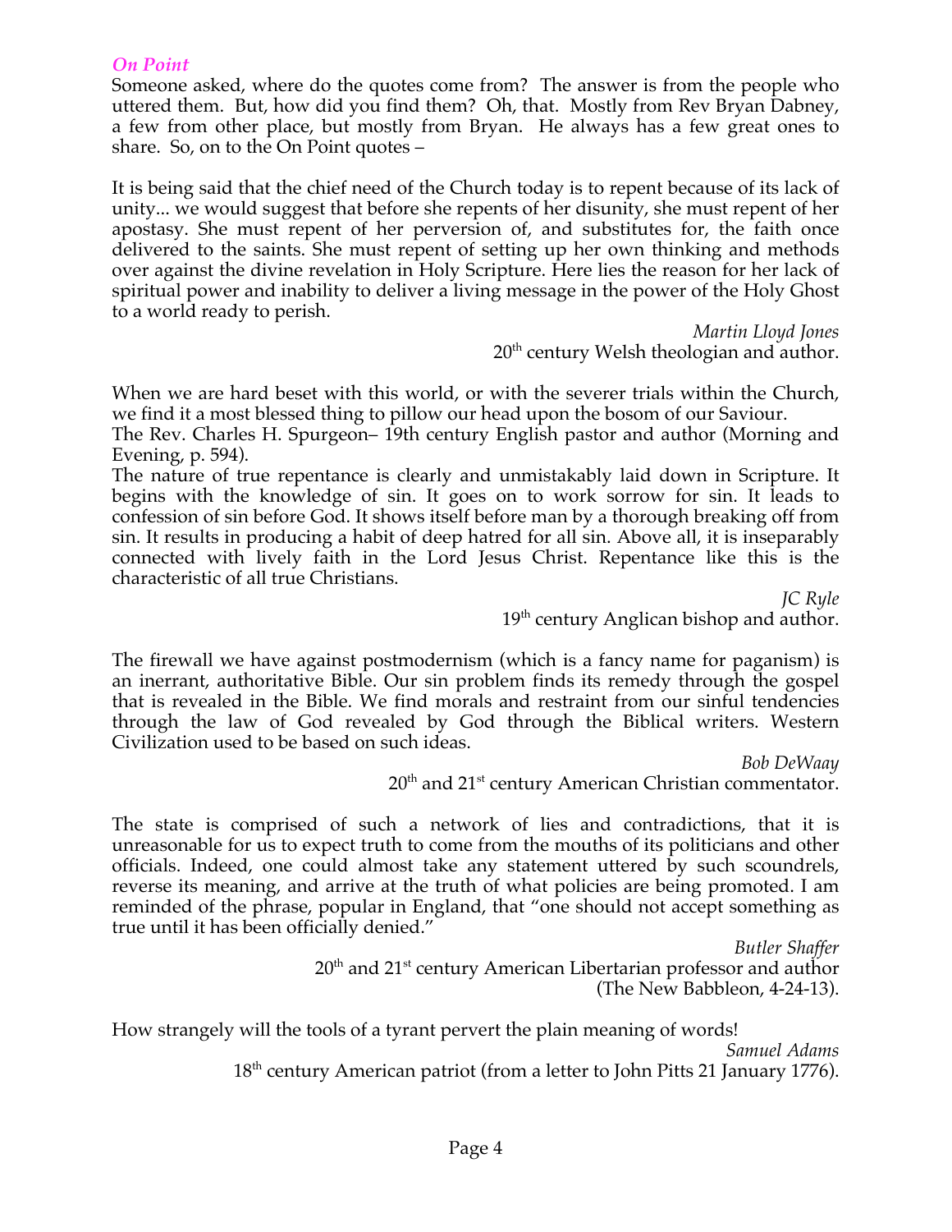### *On Point*

Someone asked, where do the quotes come from? The answer is from the people who uttered them. But, how did you find them? Oh, that. Mostly from Rev Bryan Dabney, a few from other place, but mostly from Bryan. He always has a few great ones to share. So, on to the On Point quotes –

It is being said that the chief need of the Church today is to repent because of its lack of unity... we would suggest that before she repents of her disunity, she must repent of her apostasy. She must repent of her perversion of, and substitutes for, the faith once delivered to the saints. She must repent of setting up her own thinking and methods over against the divine revelation in Holy Scripture. Here lies the reason for her lack of spiritual power and inability to deliver a living message in the power of the Holy Ghost to a world ready to perish.

*Martin Lloyd Jones*
20th century Welsh theologian and author.

When we are hard beset with this world, or with the severer trials within the Church, we find it a most blessed thing to pillow our head upon the bosom of our Saviour.
The Rev. Charles H. Spurgeon– 19th century English pastor and author (Morning and Evening, p. 594).
The nature of true repentance is clearly and unmistakably laid down in Scripture. It begins with the knowledge of sin. It goes on to work sorrow for sin. It leads to confession of sin before God. It shows itself before man by a thorough breaking off from sin. It results in producing a habit of deep hatred for all sin. Above all, it is inseparably connected with lively faith in the Lord Jesus Christ. Repentance like this is the characteristic of all true Christians.

*JC Ryle*
19th century Anglican bishop and author.

The firewall we have against postmodernism (which is a fancy name for paganism) is an inerrant, authoritative Bible. Our sin problem finds its remedy through the gospel that is revealed in the Bible. We find morals and restraint from our sinful tendencies through the law of God revealed by God through the Biblical writers. Western Civilization used to be based on such ideas.

*Bob DeWaay*
20th and 21st century American Christian commentator.

The state is comprised of such a network of lies and contradictions, that it is unreasonable for us to expect truth to come from the mouths of its politicians and other officials. Indeed, one could almost take any statement uttered by such scoundrels, reverse its meaning, and arrive at the truth of what policies are being promoted. I am reminded of the phrase, popular in England, that "one should not accept something as true until it has been officially denied."

*Butler Shaffer*
20th and 21st century American Libertarian professor and author
(The New Babbleon, 4-24-13).

How strangely will the tools of a tyrant pervert the plain meaning of words!

*Samuel Adams*
18th century American patriot (from a letter to John Pitts 21 January 1776).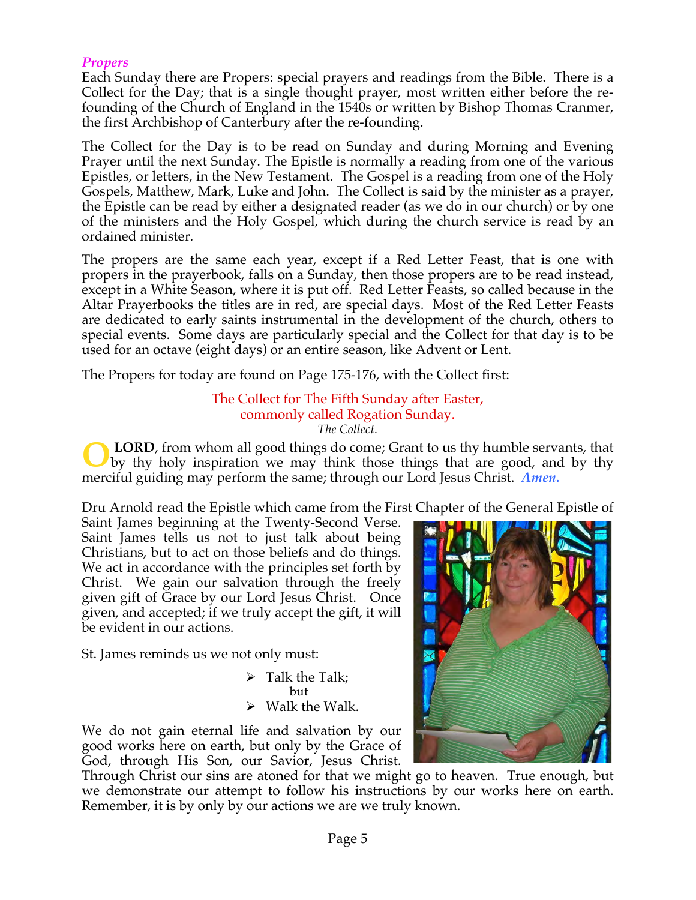### *Propers*

Each Sunday there are Propers: special prayers and readings from the Bible. There is a Collect for the Day; that is a single thought prayer, most written either before the re-founding of the Church of England in the 1540s or written by Bishop Thomas Cranmer, the first Archbishop of Canterbury after the re-founding.

The Collect for the Day is to be read on Sunday and during Morning and Evening Prayer until the next Sunday. The Epistle is normally a reading from one of the various Epistles, or letters, in the New Testament. The Gospel is a reading from one of the Holy Gospels, Matthew, Mark, Luke and John. The Collect is said by the minister as a prayer, the Epistle can be read by either a designated reader (as we do in our church) or by one of the ministers and the Holy Gospel, which during the church service is read by an ordained minister.

The propers are the same each year, except if a Red Letter Feast, that is one with propers in the prayerbook, falls on a Sunday, then those propers are to be read instead, except in a White Season, where it is put off. Red Letter Feasts, so called because in the Altar Prayerbooks the titles are in red, are special days. Most of the Red Letter Feasts are dedicated to early saints instrumental in the development of the church, others to special events. Some days are particularly special and the Collect for that day is to be used for an octave (eight days) or an entire season, like Advent or Lent.

The Propers for today are found on Page 175-176, with the Collect first:

The Collect for The Fifth Sunday after Easter,
commonly called Rogation Sunday.
*The Collect.*

O **LORD**, from whom all good things do come; Grant to us thy humble servants, that by thy holy inspiration we may think those things that are good, and by thy merciful guiding may perform the same; through our Lord Jesus Christ. ***Amen.***

Dru Arnold read the Epistle which came from the First Chapter of the General Epistle of Saint James beginning at the Twenty-Second Verse. Saint James tells us not to just talk about being Christians, but to act on those beliefs and do things. We act in accordance with the principles set forth by Christ. We gain our salvation through the freely given gift of Grace by our Lord Jesus Christ. Once given, and accepted; if we truly accept the gift, it will be evident in our actions.

St. James reminds us we not only must:

- Talk the Talk;
  but
- Walk the Walk.

We do not gain eternal life and salvation by our good works here on earth, but only by the Grace of God, through His Son, our Savior, Jesus Christ. Through Christ our sins are atoned for that we might go to heaven. True enough, but we demonstrate our attempt to follow his instructions by our works here on earth. Remember, it is by only by our actions we are we truly known.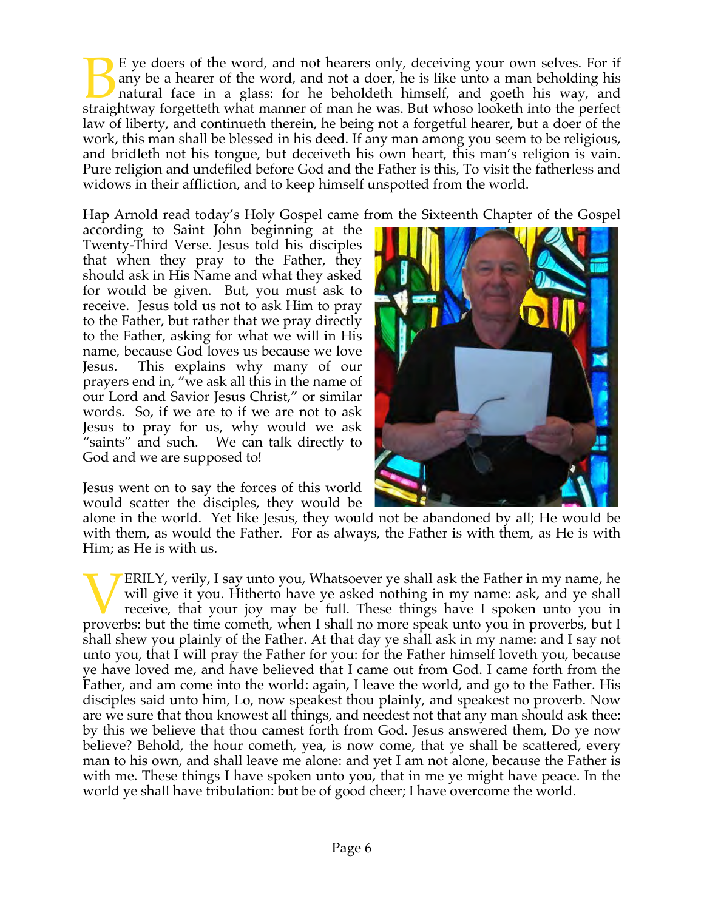BE ye doers of the word, and not hearers only, deceiving your own selves. For if any be a hearer of the word, and not a doer, he is like unto a man beholding his natural face in a glass: for he beholdeth himself, and goeth his way, and straightway forgetteth what manner of man he was. But whoso looketh into the perfect law of liberty, and continueth therein, he being not a forgetful hearer, but a doer of the work, this man shall be blessed in his deed. If any man among you seem to be religious, and bridleth not his tongue, but deceiveth his own heart, this man's religion is vain. Pure religion and undefiled before God and the Father is this, To visit the fatherless and widows in their affliction, and to keep himself unspotted from the world.

Hap Arnold read today's Holy Gospel came from the Sixteenth Chapter of the Gospel according to Saint John beginning at the Twenty-Third Verse. Jesus told his disciples that when they pray to the Father, they should ask in His Name and what they asked for would be given. But, you must ask to receive. Jesus told us not to ask Him to pray to the Father, but rather that we pray directly to the Father, asking for what we will in His name, because God loves us because we love Jesus. This explains why many of our prayers end in, "we ask all this in the name of our Lord and Savior Jesus Christ," or similar words. So, if we are to if we are not to ask Jesus to pray for us, why would we ask "saints" and such. We can talk directly to God and we are supposed to!

Jesus went on to say the forces of this world would scatter the disciples, they would be alone in the world. Yet like Jesus, they would not be abandoned by all; He would be with them, as would the Father. For as always, the Father is with them, as He is with Him; as He is with us.

VERILY, verily, I say unto you, Whatsoever ye shall ask the Father in my name, he will give it you. Hitherto have ye asked nothing in my name: ask, and ye shall receive, that your joy may be full. These things have I spoken unto you in proverbs: but the time cometh, when I shall no more speak unto you in proverbs, but I shall shew you plainly of the Father. At that day ye shall ask in my name: and I say not unto you, that I will pray the Father for you: for the Father himself loveth you, because ye have loved me, and have believed that I came out from God. I came forth from the Father, and am come into the world: again, I leave the world, and go to the Father. His disciples said unto him, Lo, now speakest thou plainly, and speakest no proverb. Now are we sure that thou knowest all things, and needest not that any man should ask thee: by this we believe that thou camest forth from God. Jesus answered them, Do ye now believe? Behold, the hour cometh, yea, is now come, that ye shall be scattered, every man to his own, and shall leave me alone: and yet I am not alone, because the Father is with me. These things I have spoken unto you, that in me ye might have peace. In the world ye shall have tribulation: but be of good cheer; I have overcome the world.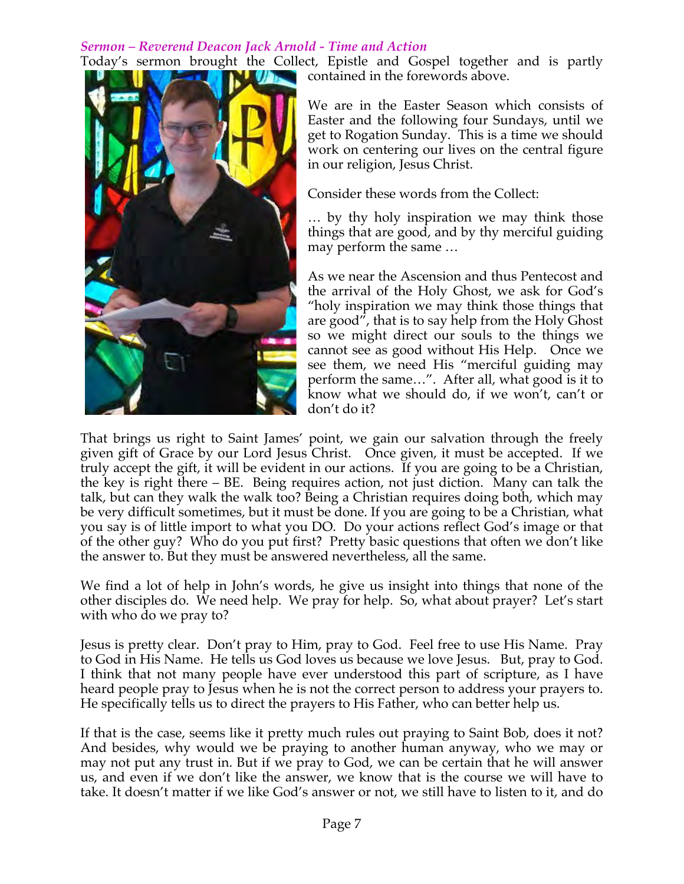### *Sermon – Reverend Deacon Jack Arnold - Time and Action*

Today's sermon brought the Collect, Epistle and Gospel together and is partly contained in the forewords above.

We are in the Easter Season which consists of Easter and the following four Sundays, until we get to Rogation Sunday. This is a time we should work on centering our lives on the central figure in our religion, Jesus Christ.

Consider these words from the Collect:

… by thy holy inspiration we may think those things that are good, and by thy merciful guiding may perform the same …

As we near the Ascension and thus Pentecost and the arrival of the Holy Ghost, we ask for God's "holy inspiration we may think those things that are good", that is to say help from the Holy Ghost so we might direct our souls to the things we cannot see as good without His Help. Once we see them, we need His "merciful guiding may perform the same…". After all, what good is it to know what we should do, if we won't, can't or don't do it?

That brings us right to Saint James' point, we gain our salvation through the freely given gift of Grace by our Lord Jesus Christ. Once given, it must be accepted. If we truly accept the gift, it will be evident in our actions. If you are going to be a Christian, the key is right there – BE. Being requires action, not just diction. Many can talk the talk, but can they walk the walk too? Being a Christian requires doing both, which may be very difficult sometimes, but it must be done. If you are going to be a Christian, what you say is of little import to what you DO. Do your actions reflect God's image or that of the other guy? Who do you put first? Pretty basic questions that often we don't like the answer to. But they must be answered nevertheless, all the same.

We find a lot of help in John's words, he give us insight into things that none of the other disciples do. We need help. We pray for help. So, what about prayer? Let's start with who do we pray to?

Jesus is pretty clear. Don't pray to Him, pray to God. Feel free to use His Name. Pray to God in His Name. He tells us God loves us because we love Jesus. But, pray to God. I think that not many people have ever understood this part of scripture, as I have heard people pray to Jesus when he is not the correct person to address your prayers to. He specifically tells us to direct the prayers to His Father, who can better help us.

If that is the case, seems like it pretty much rules out praying to Saint Bob, does it not? And besides, why would we be praying to another human anyway, who we may or may not put any trust in. But if we pray to God, we can be certain that he will answer us, and even if we don't like the answer, we know that is the course we will have to take. It doesn't matter if we like God's answer or not, we still have to listen to it, and do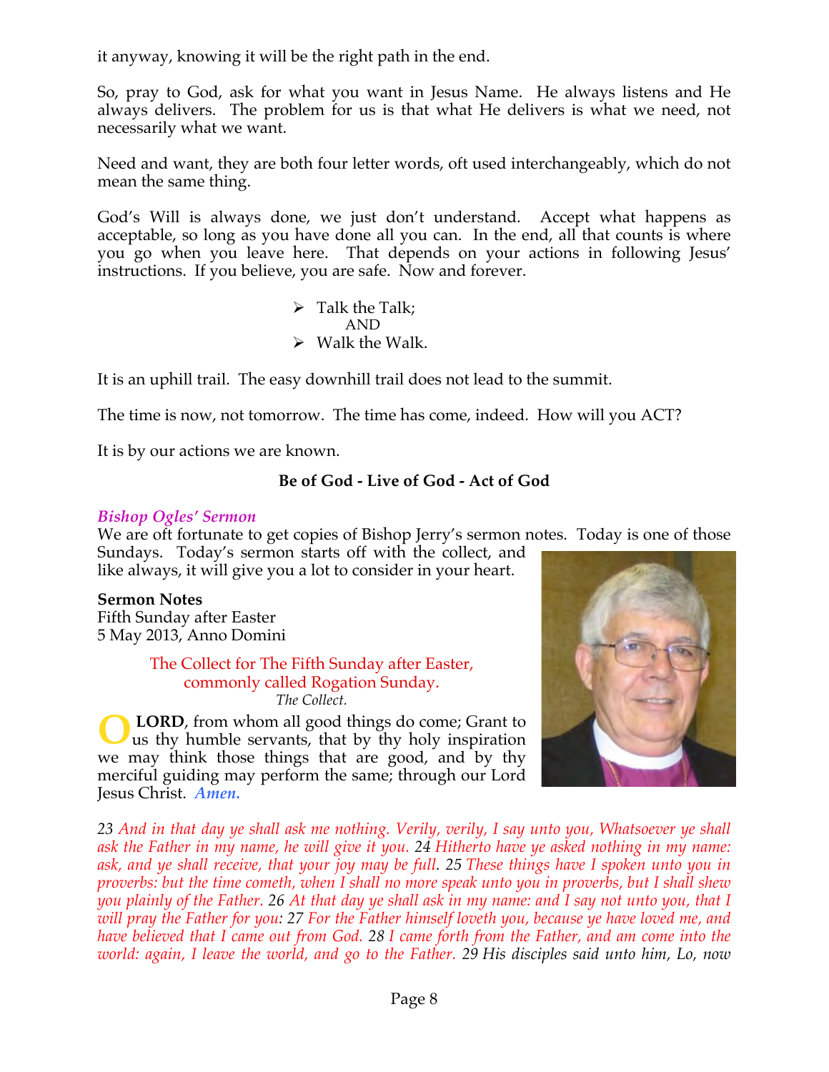it anyway, knowing it will be the right path in the end.

So, pray to God, ask for what you want in Jesus Name. He always listens and He always delivers. The problem for us is that what He delivers is what we need, not necessarily what we want.

Need and want, they are both four letter words, oft used interchangeably, which do not mean the same thing.

God's Will is always done, we just don't understand. Accept what happens as acceptable, so long as you have done all you can. In the end, all that counts is where you go when you leave here. That depends on your actions in following Jesus' instructions. If you believe, you are safe. Now and forever.

- Talk the Talk;
  AND
- Walk the Walk.

It is an uphill trail. The easy downhill trail does not lead to the summit.

The time is now, not tomorrow. The time has come, indeed. How will you ACT?

It is by our actions we are known.

**Be of God - Live of God - Act of God**

### *Bishop Ogles' Sermon*

We are oft fortunate to get copies of Bishop Jerry's sermon notes. Today is one of those Sundays. Today's sermon starts off with the collect, and like always, it will give you a lot to consider in your heart.

**Sermon Notes**
Fifth Sunday after Easter
5 May 2013, Anno Domini

The Collect for The Fifth Sunday after Easter,
commonly called Rogation Sunday.
*The Collect.*

O **LORD**, from whom all good things do come; Grant to us thy humble servants, that by thy holy inspiration we may think those things that are good, and by thy merciful guiding may perform the same; through our Lord Jesus Christ. ***Amen.***

*23 And in that day ye shall ask me nothing. Verily, verily, I say unto you, Whatsoever ye shall ask the Father in my name, he will give it you. 24 Hitherto have ye asked nothing in my name: ask, and ye shall receive, that your joy may be full. 25 These things have I spoken unto you in proverbs: but the time cometh, when I shall no more speak unto you in proverbs, but I shall shew you plainly of the Father. 26 At that day ye shall ask in my name: and I say not unto you, that I will pray the Father for you: 27 For the Father himself loveth you, because ye have loved me, and have believed that I came out from God. 28 I came forth from the Father, and am come into the world: again, I leave the world, and go to the Father. 29 His disciples said unto him, Lo, now*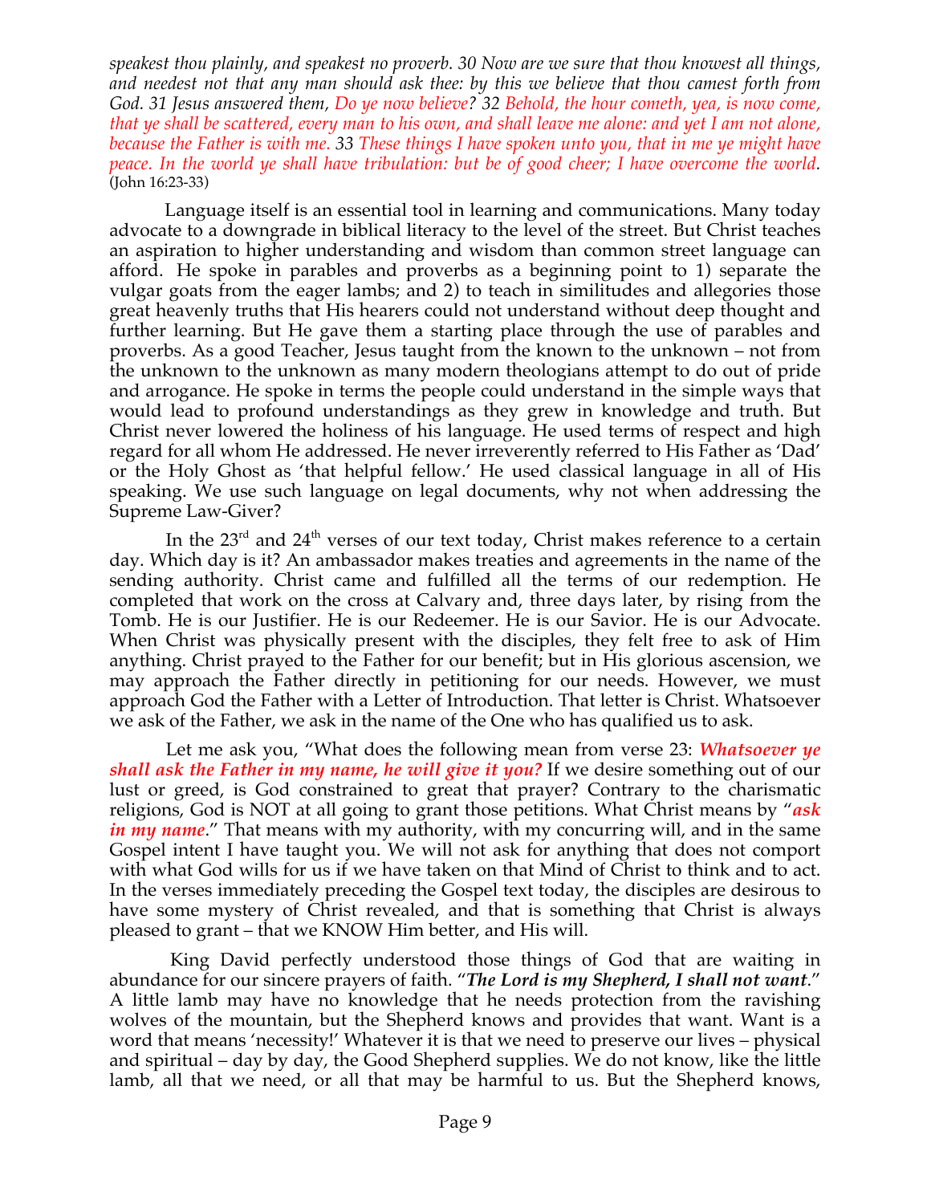*speakest thou plainly, and speakest no proverb. 30 Now are we sure that thou knowest all things, and needest not that any man should ask thee: by this we believe that thou camest forth from God. 31 Jesus answered them, Do ye now believe? 32 Behold, the hour cometh, yea, is now come, that ye shall be scattered, every man to his own, and shall leave me alone: and yet I am not alone, because the Father is with me. 33 These things I have spoken unto you, that in me ye might have peace. In the world ye shall have tribulation: but be of good cheer; I have overcome the world.* (John 16:23-33)

Language itself is an essential tool in learning and communications. Many today advocate to a downgrade in biblical literacy to the level of the street. But Christ teaches an aspiration to higher understanding and wisdom than common street language can afford. He spoke in parables and proverbs as a beginning point to 1) separate the vulgar goats from the eager lambs; and 2) to teach in similitudes and allegories those great heavenly truths that His hearers could not understand without deep thought and further learning. But He gave them a starting place through the use of parables and proverbs. As a good Teacher, Jesus taught from the known to the unknown – not from the unknown to the unknown as many modern theologians attempt to do out of pride and arrogance. He spoke in terms the people could understand in the simple ways that would lead to profound understandings as they grew in knowledge and truth. But Christ never lowered the holiness of his language. He used terms of respect and high regard for all whom He addressed. He never irreverently referred to His Father as 'Dad' or the Holy Ghost as 'that helpful fellow.' He used classical language in all of His speaking. We use such language on legal documents, why not when addressing the Supreme Law-Giver?

In the 23rd and 24th verses of our text today, Christ makes reference to a certain day. Which day is it? An ambassador makes treaties and agreements in the name of the sending authority. Christ came and fulfilled all the terms of our redemption. He completed that work on the cross at Calvary and, three days later, by rising from the Tomb. He is our Justifier. He is our Redeemer. He is our Savior. He is our Advocate. When Christ was physically present with the disciples, they felt free to ask of Him anything. Christ prayed to the Father for our benefit; but in His glorious ascension, we may approach the Father directly in petitioning for our needs. However, we must approach God the Father with a Letter of Introduction. That letter is Christ. Whatsoever we ask of the Father, we ask in the name of the One who has qualified us to ask.

Let me ask you, "What does the following mean from verse 23: ***Whatsoever ye shall ask the Father in my name, he will give it you?*** If we desire something out of our lust or greed, is God constrained to great that prayer? Contrary to the charismatic religions, God is NOT at all going to grant those petitions. What Christ means by "***ask in my name***." That means with my authority, with my concurring will, and in the same Gospel intent I have taught you. We will not ask for anything that does not comport with what God wills for us if we have taken on that Mind of Christ to think and to act. In the verses immediately preceding the Gospel text today, the disciples are desirous to have some mystery of Christ revealed, and that is something that Christ is always pleased to grant – that we KNOW Him better, and His will.

King David perfectly understood those things of God that are waiting in abundance for our sincere prayers of faith. "***The Lord is my Shepherd, I shall not want***." A little lamb may have no knowledge that he needs protection from the ravishing wolves of the mountain, but the Shepherd knows and provides that want. Want is a word that means 'necessity!' Whatever it is that we need to preserve our lives – physical and spiritual – day by day, the Good Shepherd supplies. We do not know, like the little lamb, all that we need, or all that may be harmful to us. But the Shepherd knows,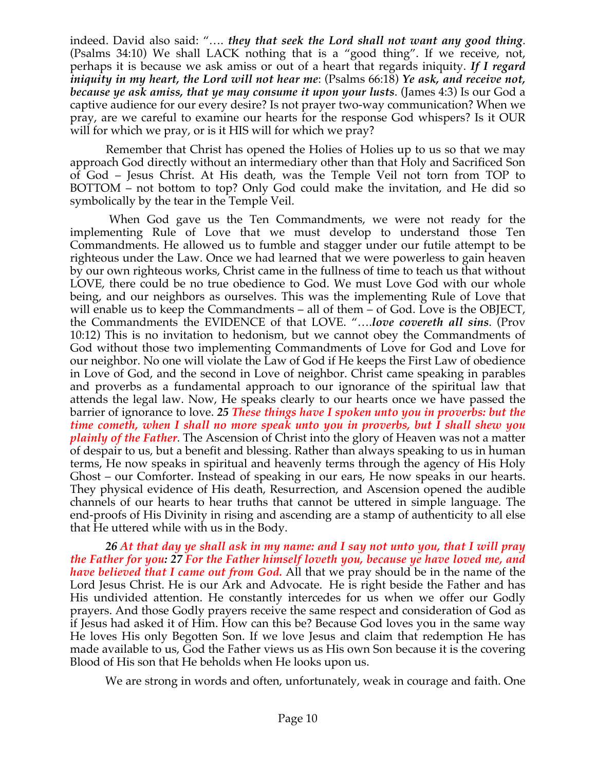indeed. David also said: "…. ***they that seek the Lord shall not want any good thing***. (Psalms 34:10) We shall LACK nothing that is a "good thing". If we receive, not, perhaps it is because we ask amiss or out of a heart that regards iniquity. ***If I regard iniquity in my heart, the Lord will not hear me***: (Psalms 66:18) ***Ye ask, and receive not, because ye ask amiss, that ye may consume it upon your lusts***. (James 4:3) Is our God a captive audience for our every desire? Is not prayer two-way communication? When we pray, are we careful to examine our hearts for the response God whispers? Is it OUR will for which we pray, or is it HIS will for which we pray?

Remember that Christ has opened the Holies of Holies up to us so that we may approach God directly without an intermediary other than that Holy and Sacrificed Son of God – Jesus Christ. At His death, was the Temple Veil not torn from TOP to BOTTOM – not bottom to top? Only God could make the invitation, and He did so symbolically by the tear in the Temple Veil.

When God gave us the Ten Commandments, we were not ready for the implementing Rule of Love that we must develop to understand those Ten Commandments. He allowed us to fumble and stagger under our futile attempt to be righteous under the Law. Once we had learned that we were powerless to gain heaven by our own righteous works, Christ came in the fullness of time to teach us that without LOVE, there could be no true obedience to God. We must Love God with our whole being, and our neighbors as ourselves. This was the implementing Rule of Love that will enable us to keep the Commandments – all of them – of God. Love is the OBJECT, the Commandments the EVIDENCE of that LOVE. "….***love covereth all sins***. (Prov 10:12) This is no invitation to hedonism, but we cannot obey the Commandments of God without those two implementing Commandments of Love for God and Love for our neighbor. No one will violate the Law of God if He keeps the First Law of obedience in Love of God, and the second in Love of neighbor. Christ came speaking in parables and proverbs as a fundamental approach to our ignorance of the spiritual law that attends the legal law. Now, He speaks clearly to our hearts once we have passed the barrier of ignorance to love. ***25 These things have I spoken unto you in proverbs: but the time cometh, when I shall no more speak unto you in proverbs, but I shall shew you plainly of the Father***. The Ascension of Christ into the glory of Heaven was not a matter of despair to us, but a benefit and blessing. Rather than always speaking to us in human terms, He now speaks in spiritual and heavenly terms through the agency of His Holy Ghost – our Comforter. Instead of speaking in our ears, He now speaks in our hearts. They physical evidence of His death, Resurrection, and Ascension opened the audible channels of our hearts to hear truths that cannot be uttered in simple language. The end-proofs of His Divinity in rising and ascending are a stamp of authenticity to all else that He uttered while with us in the Body.

***26 At that day ye shall ask in my name: and I say not unto you, that I will pray the Father for you: 27 For the Father himself loveth you, because ye have loved me, and have believed that I came out from God.*** All that we pray should be in the name of the Lord Jesus Christ. He is our Ark and Advocate. He is right beside the Father and has His undivided attention. He constantly intercedes for us when we offer our Godly prayers. And those Godly prayers receive the same respect and consideration of God as if Jesus had asked it of Him. How can this be? Because God loves you in the same way He loves His only Begotten Son. If we love Jesus and claim that redemption He has made available to us, God the Father views us as His own Son because it is the covering Blood of His son that He beholds when He looks upon us.

We are strong in words and often, unfortunately, weak in courage and faith. One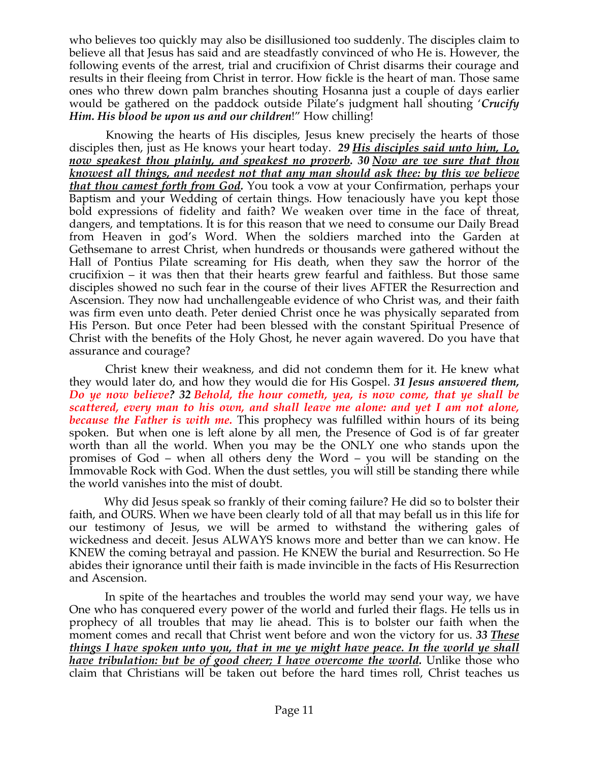who believes too quickly may also be disillusioned too suddenly. The disciples claim to believe all that Jesus has said and are steadfastly convinced of who He is. However, the following events of the arrest, trial and crucifixion of Christ disarms their courage and results in their fleeing from Christ in terror. How fickle is the heart of man. Those same ones who threw down palm branches shouting Hosanna just a couple of days earlier would be gathered on the paddock outside Pilate's judgment hall shouting '***Crucify Him. His blood be upon us and our children***!" How chilling!

Knowing the hearts of His disciples, Jesus knew precisely the hearts of those disciples then, just as He knows your heart today. ***29 <u>His disciples said unto him, Lo, now speakest thou plainly, and speakest no proverb</u>. 30 <u>Now are we sure that thou knowest all things, and needest not that any man should ask thee: by this we believe that thou camest forth from God</u>.*** You took a vow at your Confirmation, perhaps your Baptism and your Wedding of certain things. How tenaciously have you kept those bold expressions of fidelity and faith? We weaken over time in the face of threat, dangers, and temptations. It is for this reason that we need to consume our Daily Bread from Heaven in god's Word. When the soldiers marched into the Garden at Gethsemane to arrest Christ, when hundreds or thousands were gathered without the Hall of Pontius Pilate screaming for His death, when they saw the horror of the crucifixion – it was then that their hearts grew fearful and faithless. But those same disciples showed no such fear in the course of their lives AFTER the Resurrection and Ascension. They now had unchallengeable evidence of who Christ was, and their faith was firm even unto death. Peter denied Christ once he was physically separated from His Person. But once Peter had been blessed with the constant Spiritual Presence of Christ with the benefits of the Holy Ghost, he never again wavered. Do you have that assurance and courage?

Christ knew their weakness, and did not condemn them for it. He knew what they would later do, and how they would die for His Gospel. ***31 Jesus answered them, Do ye now believe? 32 Behold, the hour cometh, yea, is now come, that ye shall be scattered, every man to his own, and shall leave me alone: and yet I am not alone, because the Father is with me.*** This prophecy was fulfilled within hours of its being spoken. But when one is left alone by all men, the Presence of God is of far greater worth than all the world. When you may be the ONLY one who stands upon the promises of God – when all others deny the Word – you will be standing on the Immovable Rock with God. When the dust settles, you will still be standing there while the world vanishes into the mist of doubt.

Why did Jesus speak so frankly of their coming failure? He did so to bolster their faith, and OURS. When we have been clearly told of all that may befall us in this life for our testimony of Jesus, we will be armed to withstand the withering gales of wickedness and deceit. Jesus ALWAYS knows more and better than we can know. He KNEW the coming betrayal and passion. He KNEW the burial and Resurrection. So He abides their ignorance until their faith is made invincible in the facts of His Resurrection and Ascension.

In spite of the heartaches and troubles the world may send your way, we have One who has conquered every power of the world and furled their flags. He tells us in prophecy of all troubles that may lie ahead. This is to bolster our faith when the moment comes and recall that Christ went before and won the victory for us. ***33 <u>These things I have spoken unto you, that in me ye might have peace. In the world ye shall have tribulation: but be of good cheer; I have overcome the world</u>.*** Unlike those who claim that Christians will be taken out before the hard times roll, Christ teaches us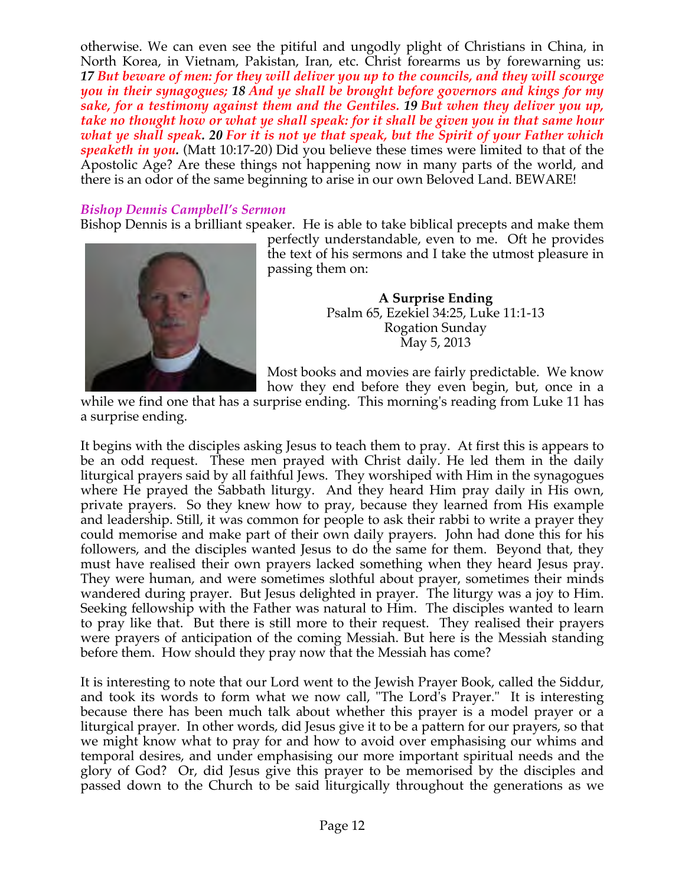otherwise. We can even see the pitiful and ungodly plight of Christians in China, in North Korea, in Vietnam, Pakistan, Iran, etc. Christ forearms us by forewarning us: ***17** But beware of men: for they will deliver you up to the councils, and they will scourge you in their synagogues; **18** And ye shall be brought before governors and kings for my sake, for a testimony against them and the Gentiles. **19** But when they deliver you up, take no thought how or what ye shall speak: for it shall be given you in that same hour what ye shall speak. **20** For it is not ye that speak, but the Spirit of your Father which speaketh in you.* (Matt 10:17-20) Did you believe these times were limited to that of the Apostolic Age? Are these things not happening now in many parts of the world, and there is an odor of the same beginning to arise in our own Beloved Land. BEWARE!

### *Bishop Dennis Campbell's Sermon*

Bishop Dennis is a brilliant speaker. He is able to take biblical precepts and make them perfectly understandable, even to me. Oft he provides the text of his sermons and I take the utmost pleasure in passing them on:

**A Surprise Ending**
Psalm 65, Ezekiel 34:25, Luke 11:1-13
Rogation Sunday
May 5, 2013

Most books and movies are fairly predictable. We know how they end before they even begin, but, once in a while we find one that has a surprise ending. This morning's reading from Luke 11 has a surprise ending.

It begins with the disciples asking Jesus to teach them to pray. At first this is appears to be an odd request. These men prayed with Christ daily. He led them in the daily liturgical prayers said by all faithful Jews. They worshiped with Him in the synagogues where He prayed the Sabbath liturgy. And they heard Him pray daily in His own, private prayers. So they knew how to pray, because they learned from His example and leadership. Still, it was common for people to ask their rabbi to write a prayer they could memorise and make part of their own daily prayers. John had done this for his followers, and the disciples wanted Jesus to do the same for them. Beyond that, they must have realised their own prayers lacked something when they heard Jesus pray. They were human, and were sometimes slothful about prayer, sometimes their minds wandered during prayer. But Jesus delighted in prayer. The liturgy was a joy to Him. Seeking fellowship with the Father was natural to Him. The disciples wanted to learn to pray like that. But there is still more to their request. They realised their prayers were prayers of anticipation of the coming Messiah. But here is the Messiah standing before them. How should they pray now that the Messiah has come?

It is interesting to note that our Lord went to the Jewish Prayer Book, called the Siddur, and took its words to form what we now call, "The Lord's Prayer." It is interesting because there has been much talk about whether this prayer is a model prayer or a liturgical prayer. In other words, did Jesus give it to be a pattern for our prayers, so that we might know what to pray for and how to avoid over emphasising our whims and temporal desires, and under emphasising our more important spiritual needs and the glory of God? Or, did Jesus give this prayer to be memorised by the disciples and passed down to the Church to be said liturgically throughout the generations as we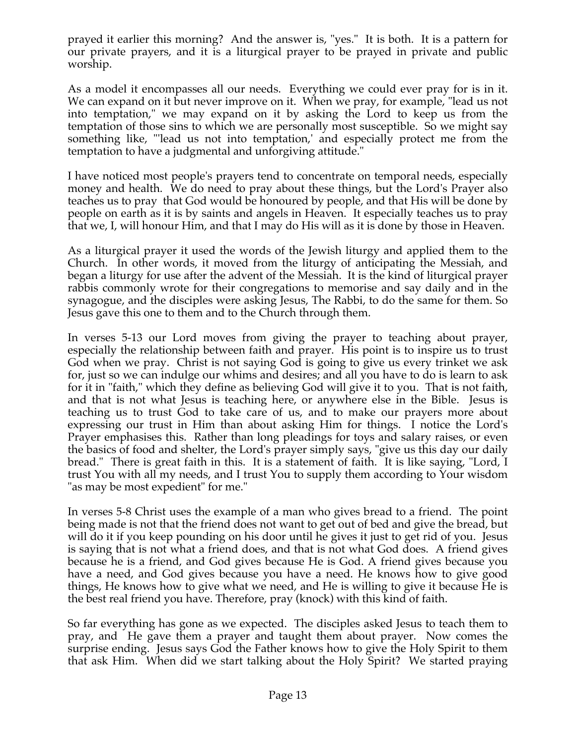prayed it earlier this morning? And the answer is, "yes." It is both. It is a pattern for our private prayers, and it is a liturgical prayer to be prayed in private and public worship.

As a model it encompasses all our needs. Everything we could ever pray for is in it. We can expand on it but never improve on it. When we pray, for example, "lead us not into temptation," we may expand on it by asking the Lord to keep us from the temptation of those sins to which we are personally most susceptible. So we might say something like, "'lead us not into temptation,' and especially protect me from the temptation to have a judgmental and unforgiving attitude."

I have noticed most people's prayers tend to concentrate on temporal needs, especially money and health. We do need to pray about these things, but the Lord's Prayer also teaches us to pray that God would be honoured by people, and that His will be done by people on earth as it is by saints and angels in Heaven. It especially teaches us to pray that we, I, will honour Him, and that I may do His will as it is done by those in Heaven.

As a liturgical prayer it used the words of the Jewish liturgy and applied them to the Church. In other words, it moved from the liturgy of anticipating the Messiah, and began a liturgy for use after the advent of the Messiah. It is the kind of liturgical prayer rabbis commonly wrote for their congregations to memorise and say daily and in the synagogue, and the disciples were asking Jesus, The Rabbi, to do the same for them. So Jesus gave this one to them and to the Church through them.

In verses 5-13 our Lord moves from giving the prayer to teaching about prayer, especially the relationship between faith and prayer. His point is to inspire us to trust God when we pray. Christ is not saying God is going to give us every trinket we ask for, just so we can indulge our whims and desires; and all you have to do is learn to ask for it in "faith," which they define as believing God will give it to you. That is not faith, and that is not what Jesus is teaching here, or anywhere else in the Bible. Jesus is teaching us to trust God to take care of us, and to make our prayers more about expressing our trust in Him than about asking Him for things. I notice the Lord's Prayer emphasises this. Rather than long pleadings for toys and salary raises, or even the basics of food and shelter, the Lord's prayer simply says, "give us this day our daily bread." There is great faith in this. It is a statement of faith. It is like saying, "Lord, I trust You with all my needs, and I trust You to supply them according to Your wisdom "as may be most expedient" for me."

In verses 5-8 Christ uses the example of a man who gives bread to a friend. The point being made is not that the friend does not want to get out of bed and give the bread, but will do it if you keep pounding on his door until he gives it just to get rid of you. Jesus is saying that is not what a friend does, and that is not what God does. A friend gives because he is a friend, and God gives because He is God. A friend gives because you have a need, and God gives because you have a need. He knows how to give good things, He knows how to give what we need, and He is willing to give it because He is the best real friend you have. Therefore, pray (knock) with this kind of faith.

So far everything has gone as we expected. The disciples asked Jesus to teach them to pray, and He gave them a prayer and taught them about prayer. Now comes the surprise ending. Jesus says God the Father knows how to give the Holy Spirit to them that ask Him. When did we start talking about the Holy Spirit? We started praying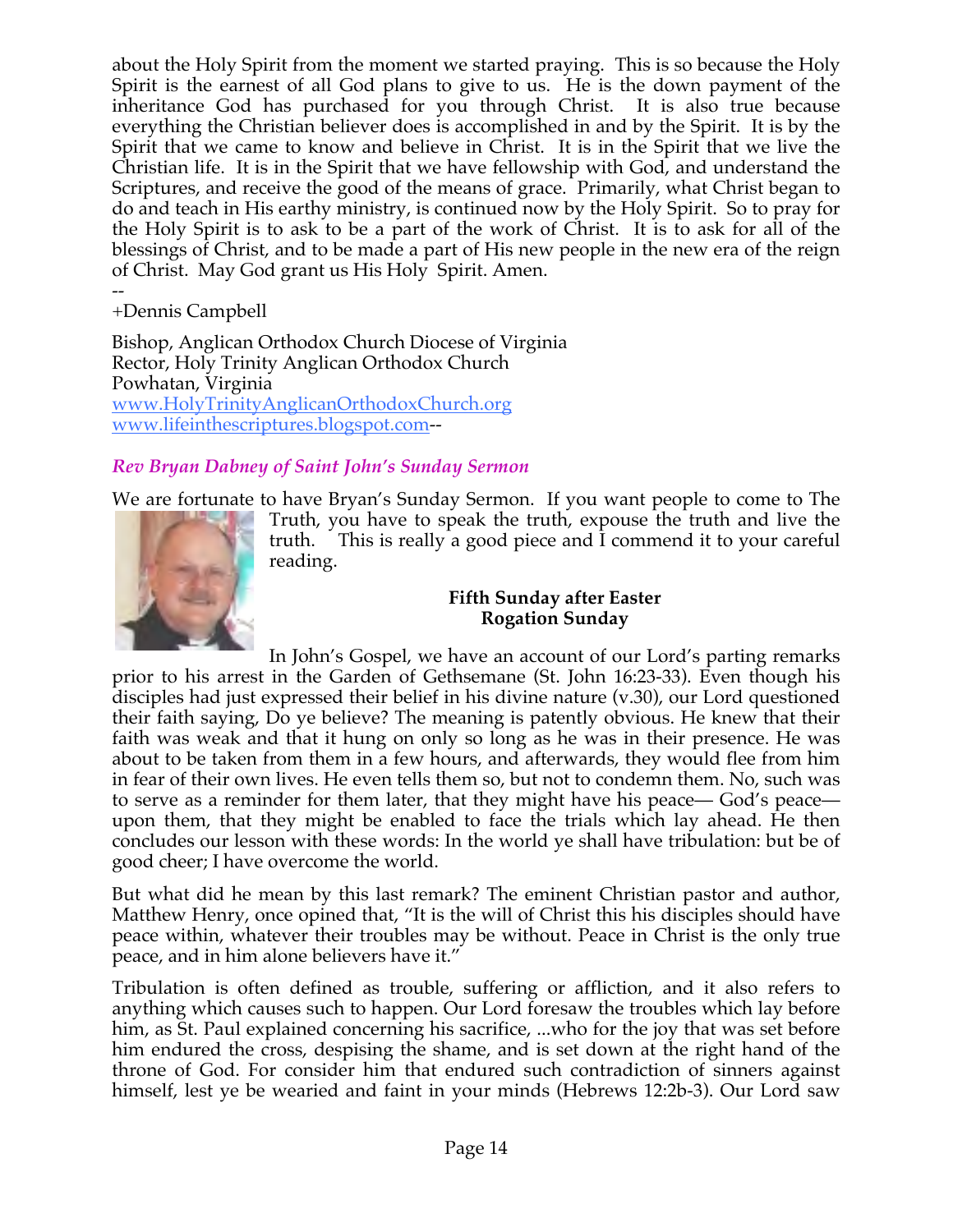about the Holy Spirit from the moment we started praying. This is so because the Holy Spirit is the earnest of all God plans to give to us. He is the down payment of the inheritance God has purchased for you through Christ. It is also true because everything the Christian believer does is accomplished in and by the Spirit. It is by the Spirit that we came to know and believe in Christ. It is in the Spirit that we live the Christian life. It is in the Spirit that we have fellowship with God, and understand the Scriptures, and receive the good of the means of grace. Primarily, what Christ began to do and teach in His earthy ministry, is continued now by the Holy Spirit. So to pray for the Holy Spirit is to ask to be a part of the work of Christ. It is to ask for all of the blessings of Christ, and to be made a part of His new people in the new era of the reign of Christ. May God grant us His Holy Spirit. Amen.

--
+Dennis Campbell

Bishop, Anglican Orthodox Church Diocese of Virginia
Rector, Holy Trinity Anglican Orthodox Church
Powhatan, Virginia
www.HolyTrinityAnglicanOrthodoxChurch.org
www.lifeinthescriptures.blogspot.com--

## *Rev Bryan Dabney of Saint John's Sunday Sermon*

We are fortunate to have Bryan's Sunday Sermon. If you want people to come to The Truth, you have to speak the truth, expouse the truth and live the truth. This is really a good piece and I commend it to your careful reading.

**Fifth Sunday after Easter**
**Rogation Sunday**

In John's Gospel, we have an account of our Lord's parting remarks prior to his arrest in the Garden of Gethsemane (St. John 16:23-33). Even though his disciples had just expressed their belief in his divine nature (v.30), our Lord questioned their faith saying, Do ye believe? The meaning is patently obvious. He knew that their faith was weak and that it hung on only so long as he was in their presence. He was about to be taken from them in a few hours, and afterwards, they would flee from him in fear of their own lives. He even tells them so, but not to condemn them. No, such was to serve as a reminder for them later, that they might have his peace— God's peace— upon them, that they might be enabled to face the trials which lay ahead. He then concludes our lesson with these words: In the world ye shall have tribulation: but be of good cheer; I have overcome the world.

But what did he mean by this last remark? The eminent Christian pastor and author, Matthew Henry, once opined that, "It is the will of Christ this his disciples should have peace within, whatever their troubles may be without. Peace in Christ is the only true peace, and in him alone believers have it."

Tribulation is often defined as trouble, suffering or affliction, and it also refers to anything which causes such to happen. Our Lord foresaw the troubles which lay before him, as St. Paul explained concerning his sacrifice, ...who for the joy that was set before him endured the cross, despising the shame, and is set down at the right hand of the throne of God. For consider him that endured such contradiction of sinners against himself, lest ye be wearied and faint in your minds (Hebrews 12:2b-3). Our Lord saw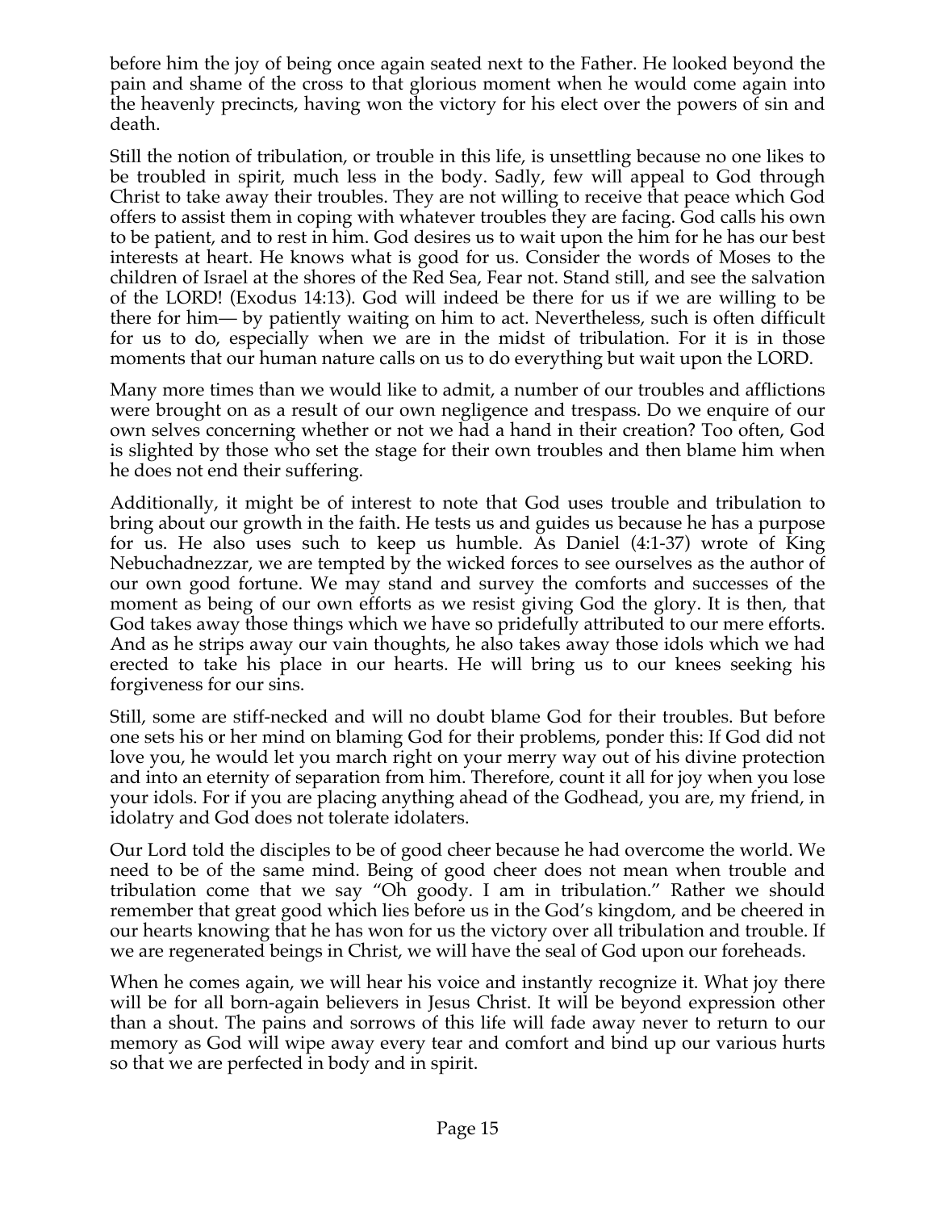before him the joy of being once again seated next to the Father. He looked beyond the pain and shame of the cross to that glorious moment when he would come again into the heavenly precincts, having won the victory for his elect over the powers of sin and death.

Still the notion of tribulation, or trouble in this life, is unsettling because no one likes to be troubled in spirit, much less in the body. Sadly, few will appeal to God through Christ to take away their troubles. They are not willing to receive that peace which God offers to assist them in coping with whatever troubles they are facing. God calls his own to be patient, and to rest in him. God desires us to wait upon the him for he has our best interests at heart. He knows what is good for us. Consider the words of Moses to the children of Israel at the shores of the Red Sea, Fear not. Stand still, and see the salvation of the LORD! (Exodus 14:13). God will indeed be there for us if we are willing to be there for him— by patiently waiting on him to act. Nevertheless, such is often difficult for us to do, especially when we are in the midst of tribulation. For it is in those moments that our human nature calls on us to do everything but wait upon the LORD.

Many more times than we would like to admit, a number of our troubles and afflictions were brought on as a result of our own negligence and trespass. Do we enquire of our own selves concerning whether or not we had a hand in their creation? Too often, God is slighted by those who set the stage for their own troubles and then blame him when he does not end their suffering.

Additionally, it might be of interest to note that God uses trouble and tribulation to bring about our growth in the faith. He tests us and guides us because he has a purpose for us. He also uses such to keep us humble. As Daniel (4:1-37) wrote of King Nebuchadnezzar, we are tempted by the wicked forces to see ourselves as the author of our own good fortune. We may stand and survey the comforts and successes of the moment as being of our own efforts as we resist giving God the glory. It is then, that God takes away those things which we have so pridefully attributed to our mere efforts. And as he strips away our vain thoughts, he also takes away those idols which we had erected to take his place in our hearts. He will bring us to our knees seeking his forgiveness for our sins.

Still, some are stiff-necked and will no doubt blame God for their troubles. But before one sets his or her mind on blaming God for their problems, ponder this: If God did not love you, he would let you march right on your merry way out of his divine protection and into an eternity of separation from him. Therefore, count it all for joy when you lose your idols. For if you are placing anything ahead of the Godhead, you are, my friend, in idolatry and God does not tolerate idolaters.

Our Lord told the disciples to be of good cheer because he had overcome the world. We need to be of the same mind. Being of good cheer does not mean when trouble and tribulation come that we say "Oh goody. I am in tribulation." Rather we should remember that great good which lies before us in the God's kingdom, and be cheered in our hearts knowing that he has won for us the victory over all tribulation and trouble. If we are regenerated beings in Christ, we will have the seal of God upon our foreheads.

When he comes again, we will hear his voice and instantly recognize it. What joy there will be for all born-again believers in Jesus Christ. It will be beyond expression other than a shout. The pains and sorrows of this life will fade away never to return to our memory as God will wipe away every tear and comfort and bind up our various hurts so that we are perfected in body and in spirit.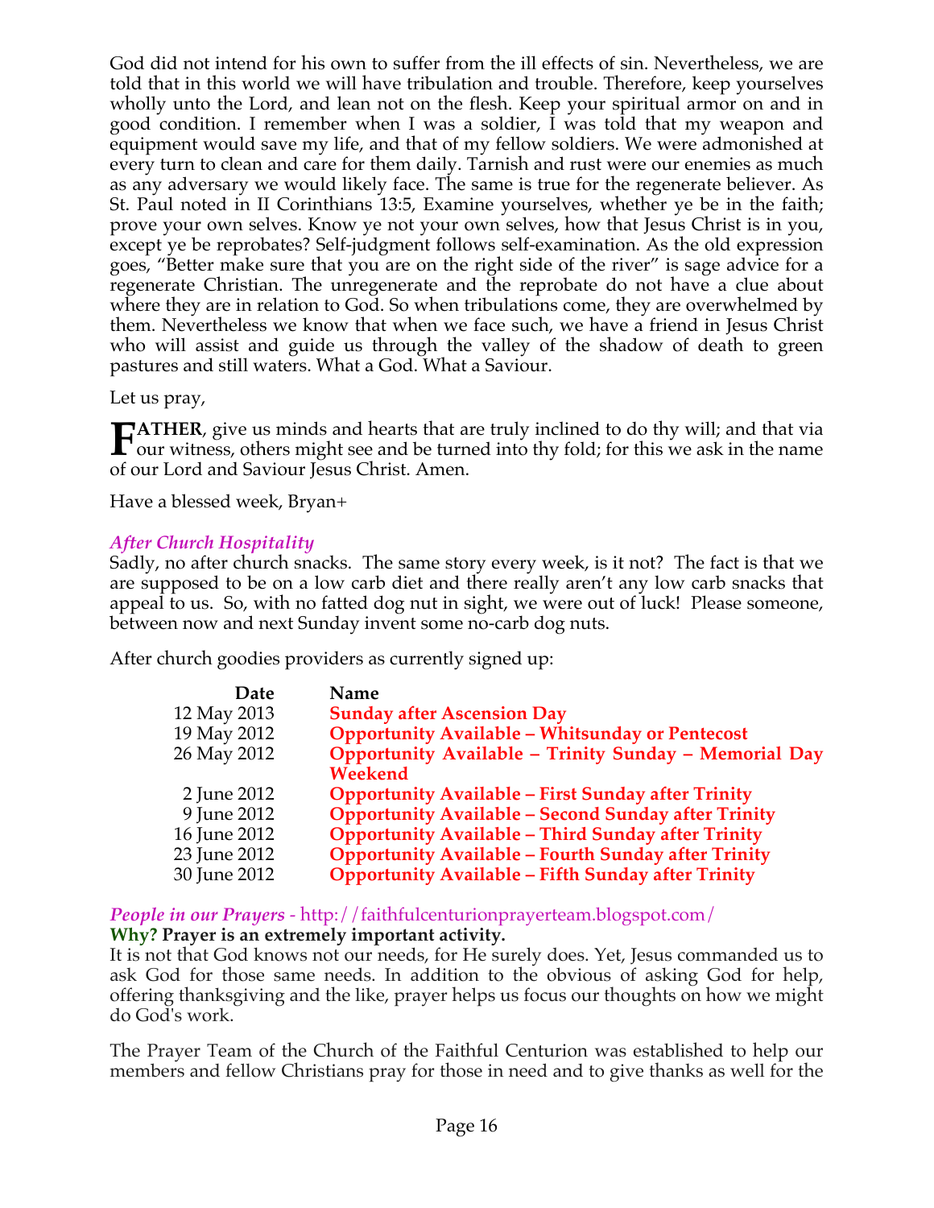God did not intend for his own to suffer from the ill effects of sin. Nevertheless, we are told that in this world we will have tribulation and trouble. Therefore, keep yourselves wholly unto the Lord, and lean not on the flesh. Keep your spiritual armor on and in good condition. I remember when I was a soldier, I was told that my weapon and equipment would save my life, and that of my fellow soldiers. We were admonished at every turn to clean and care for them daily. Tarnish and rust were our enemies as much as any adversary we would likely face. The same is true for the regenerate believer. As St. Paul noted in II Corinthians 13:5, Examine yourselves, whether ye be in the faith; prove your own selves. Know ye not your own selves, how that Jesus Christ is in you, except ye be reprobates? Self-judgment follows self-examination. As the old expression goes, "Better make sure that you are on the right side of the river" is sage advice for a regenerate Christian. The unregenerate and the reprobate do not have a clue about where they are in relation to God. So when tribulations come, they are overwhelmed by them. Nevertheless we know that when we face such, we have a friend in Jesus Christ who will assist and guide us through the valley of the shadow of death to green pastures and still waters. What a God. What a Saviour.

Let us pray,

**FATHER**, give us minds and hearts that are truly inclined to do thy will; and that via our witness, others might see and be turned into thy fold; for this we ask in the name of our Lord and Saviour Jesus Christ. Amen.

Have a blessed week, Bryan+

### *After Church Hospitality*

Sadly, no after church snacks. The same story every week, is it not? The fact is that we are supposed to be on a low carb diet and there really aren't any low carb snacks that appeal to us. So, with no fatted dog nut in sight, we were out of luck! Please someone, between now and next Sunday invent some no-carb dog nuts.

After church goodies providers as currently signed up:

| Date | Name |
|---|---|
| 12 May 2013 | **Sunday after Ascension Day** |
| 19 May 2012 | **Opportunity Available – Whitsunday or Pentecost** |
| 26 May 2012 | **Opportunity Available – Trinity Sunday – Memorial Day Weekend** |
| 2 June 2012 | **Opportunity Available – First Sunday after Trinity** |
| 9 June 2012 | **Opportunity Available – Second Sunday after Trinity** |
| 16 June 2012 | **Opportunity Available – Third Sunday after Trinity** |
| 23 June 2012 | **Opportunity Available – Fourth Sunday after Trinity** |
| 30 June 2012 | **Opportunity Available – Fifth Sunday after Trinity** |

### *People in our Prayers* - http://faithfulcenturionprayerteam.blogspot.com/

**Why? Prayer is an extremely important activity.**

It is not that God knows not our needs, for He surely does. Yet, Jesus commanded us to ask God for those same needs. In addition to the obvious of asking God for help, offering thanksgiving and the like, prayer helps us focus our thoughts on how we might do God's work.

The Prayer Team of the Church of the Faithful Centurion was established to help our members and fellow Christians pray for those in need and to give thanks as well for the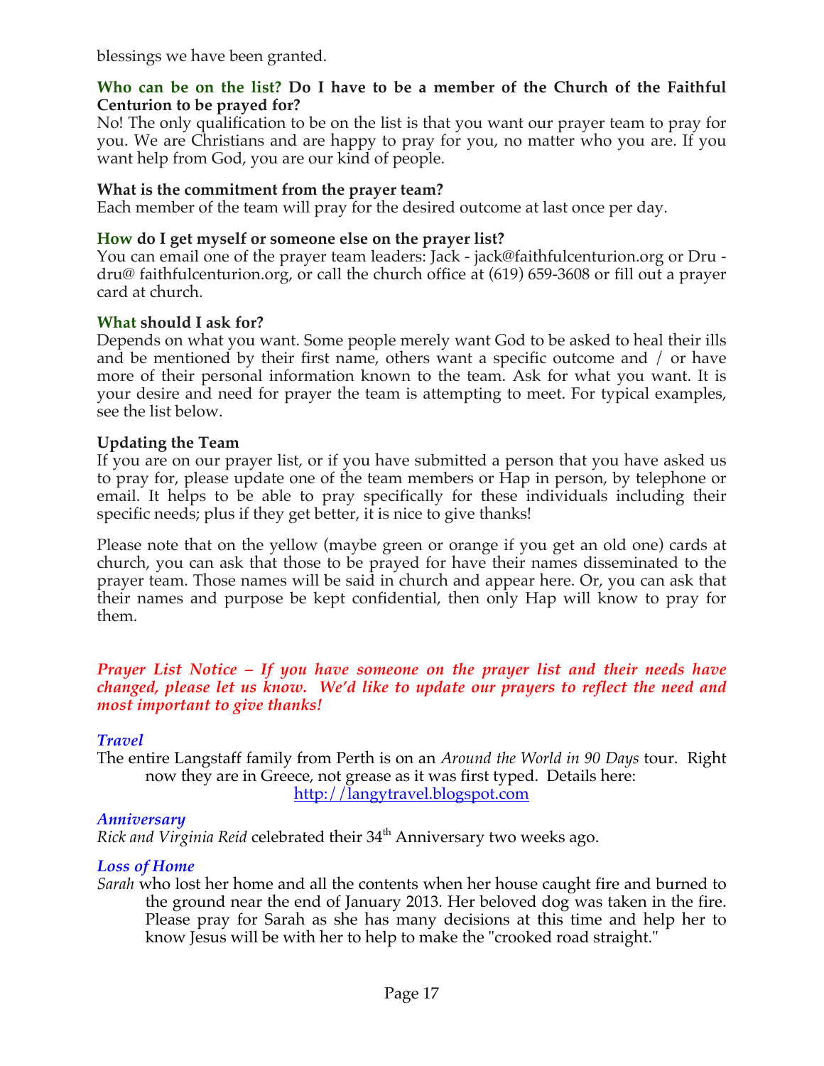blessings we have been granted.

**Who can be on the list? Do I have to be a member of the Church of the Faithful Centurion to be prayed for?**
No! The only qualification to be on the list is that you want our prayer team to pray for you. We are Christians and are happy to pray for you, no matter who you are. If you want help from God, you are our kind of people.

**What is the commitment from the prayer team?**
Each member of the team will pray for the desired outcome at last once per day.

**How do I get myself or someone else on the prayer list?**
You can email one of the prayer team leaders: Jack - jack@faithfulcenturion.org or Dru - dru@ faithfulcenturion.org, or call the church office at (619) 659-3608 or fill out a prayer card at church.

**What should I ask for?**
Depends on what you want. Some people merely want God to be asked to heal their ills and be mentioned by their first name, others want a specific outcome and / or have more of their personal information known to the team. Ask for what you want. It is your desire and need for prayer the team is attempting to meet. For typical examples, see the list below.

**Updating the Team**
If you are on our prayer list, or if you have submitted a person that you have asked us to pray for, please update one of the team members or Hap in person, by telephone or email. It helps to be able to pray specifically for these individuals including their specific needs; plus if they get better, it is nice to give thanks!

Please note that on the yellow (maybe green or orange if you get an old one) cards at church, you can ask that those to be prayed for have their names disseminated to the prayer team. Those names will be said in church and appear here. Or, you can ask that their names and purpose be kept confidential, then only Hap will know to pray for them.

***Prayer List Notice – If you have someone on the prayer list and their needs have changed, please let us know. We'd like to update our prayers to reflect the need and most important to give thanks!***

***Travel***
The entire Langstaff family from Perth is on an *Around the World in 90 Days* tour. Right now they are in Greece, not grease as it was first typed. Details here: http://langytravel.blogspot.com

***Anniversary***
*Rick and Virginia Reid* celebrated their 34th Anniversary two weeks ago.

***Loss of Home***
*Sarah* who lost her home and all the contents when her house caught fire and burned to the ground near the end of January 2013. Her beloved dog was taken in the fire. Please pray for Sarah as she has many decisions at this time and help her to know Jesus will be with her to help to make the "crooked road straight."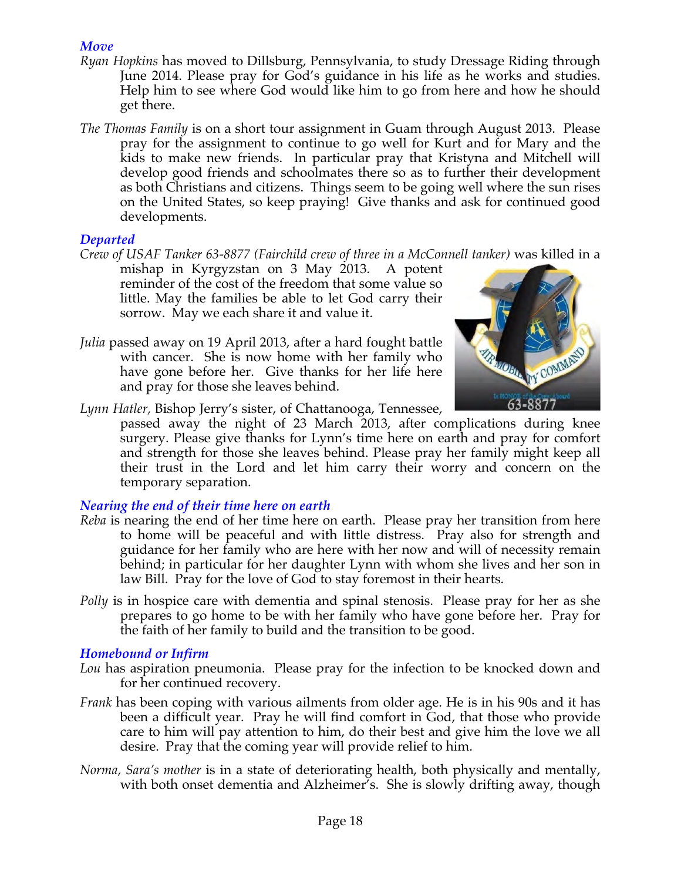### *Move*

*Ryan Hopkins* has moved to Dillsburg, Pennsylvania, to study Dressage Riding through June 2014. Please pray for God's guidance in his life as he works and studies. Help him to see where God would like him to go from here and how he should get there.

*The Thomas Family* is on a short tour assignment in Guam through August 2013. Please pray for the assignment to continue to go well for Kurt and for Mary and the kids to make new friends. In particular pray that Kristyna and Mitchell will develop good friends and schoolmates there so as to further their development as both Christians and citizens. Things seem to be going well where the sun rises on the United States, so keep praying! Give thanks and ask for continued good developments.

### *Departed*

*Crew of USAF Tanker 63-8877 (Fairchild crew of three in a McConnell tanker)* was killed in a mishap in Kyrgyzstan on 3 May 2013. A potent reminder of the cost of the freedom that some value so little. May the families be able to let God carry their sorrow. May we each share it and value it.

*Julia* passed away on 19 April 2013, after a hard fought battle with cancer. She is now home with her family who have gone before her. Give thanks for her life here and pray for those she leaves behind.

*Lynn Hatler*, Bishop Jerry's sister, of Chattanooga, Tennessee, passed away the night of 23 March 2013, after complications during knee surgery. Please give thanks for Lynn's time here on earth and pray for comfort and strength for those she leaves behind. Please pray her family might keep all their trust in the Lord and let him carry their worry and concern on the temporary separation.

### *Nearing the end of their time here on earth*

*Reba* is nearing the end of her time here on earth. Please pray her transition from here to home will be peaceful and with little distress. Pray also for strength and guidance for her family who are here with her now and will of necessity remain behind; in particular for her daughter Lynn with whom she lives and her son in law Bill. Pray for the love of God to stay foremost in their hearts.

*Polly* is in hospice care with dementia and spinal stenosis. Please pray for her as she prepares to go home to be with her family who have gone before her. Pray for the faith of her family to build and the transition to be good.

### *Homebound or Infirm*

*Lou* has aspiration pneumonia. Please pray for the infection to be knocked down and for her continued recovery.

*Frank* has been coping with various ailments from older age. He is in his 90s and it has been a difficult year. Pray he will find comfort in God, that those who provide care to him will pay attention to him, do their best and give him the love we all desire. Pray that the coming year will provide relief to him.

*Norma, Sara's mother* is in a state of deteriorating health, both physically and mentally, with both onset dementia and Alzheimer's. She is slowly drifting away, though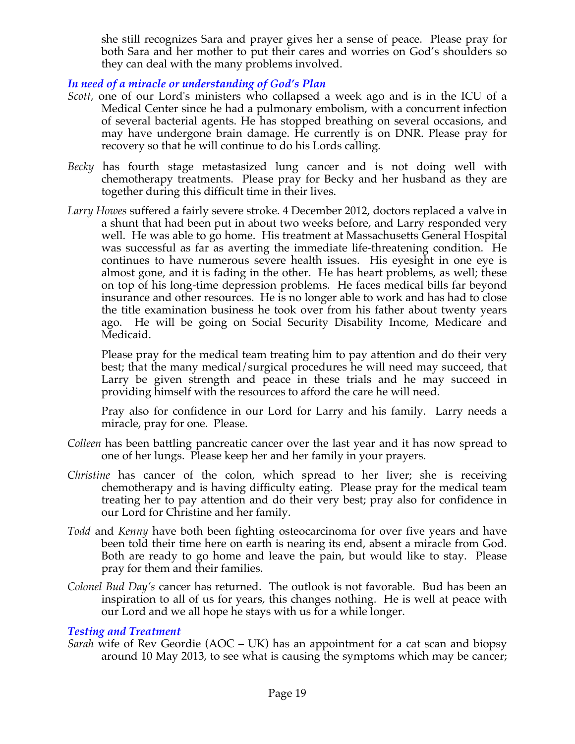she still recognizes Sara and prayer gives her a sense of peace. Please pray for both Sara and her mother to put their cares and worries on God's shoulders so they can deal with the many problems involved.

### *In need of a miracle or understanding of God's Plan*

*Scott,* one of our Lord's ministers who collapsed a week ago and is in the ICU of a Medical Center since he had a pulmonary embolism, with a concurrent infection of several bacterial agents. He has stopped breathing on several occasions, and may have undergone brain damage. He currently is on DNR. Please pray for recovery so that he will continue to do his Lords calling.

*Becky* has fourth stage metastasized lung cancer and is not doing well with chemotherapy treatments. Please pray for Becky and her husband as they are together during this difficult time in their lives.

*Larry Howes* suffered a fairly severe stroke. 4 December 2012, doctors replaced a valve in a shunt that had been put in about two weeks before, and Larry responded very well. He was able to go home. His treatment at Massachusetts General Hospital was successful as far as averting the immediate life-threatening condition. He continues to have numerous severe health issues. His eyesight in one eye is almost gone, and it is fading in the other. He has heart problems, as well; these on top of his long-time depression problems. He faces medical bills far beyond insurance and other resources. He is no longer able to work and has had to close the title examination business he took over from his father about twenty years ago. He will be going on Social Security Disability Income, Medicare and Medicaid.

Please pray for the medical team treating him to pay attention and do their very best; that the many medical/surgical procedures he will need may succeed, that Larry be given strength and peace in these trials and he may succeed in providing himself with the resources to afford the care he will need.

Pray also for confidence in our Lord for Larry and his family. Larry needs a miracle, pray for one. Please.

*Colleen* has been battling pancreatic cancer over the last year and it has now spread to one of her lungs. Please keep her and her family in your prayers.

*Christine* has cancer of the colon, which spread to her liver; she is receiving chemotherapy and is having difficulty eating. Please pray for the medical team treating her to pay attention and do their very best; pray also for confidence in our Lord for Christine and her family.

*Todd* and *Kenny* have both been fighting osteocarcinoma for over five years and have been told their time here on earth is nearing its end, absent a miracle from God. Both are ready to go home and leave the pain, but would like to stay. Please pray for them and their families.

*Colonel Bud Day's* cancer has returned. The outlook is not favorable. Bud has been an inspiration to all of us for years, this changes nothing. He is well at peace with our Lord and we all hope he stays with us for a while longer.

### *Testing and Treatment*

*Sarah* wife of Rev Geordie (AOC – UK) has an appointment for a cat scan and biopsy around 10 May 2013, to see what is causing the symptoms which may be cancer;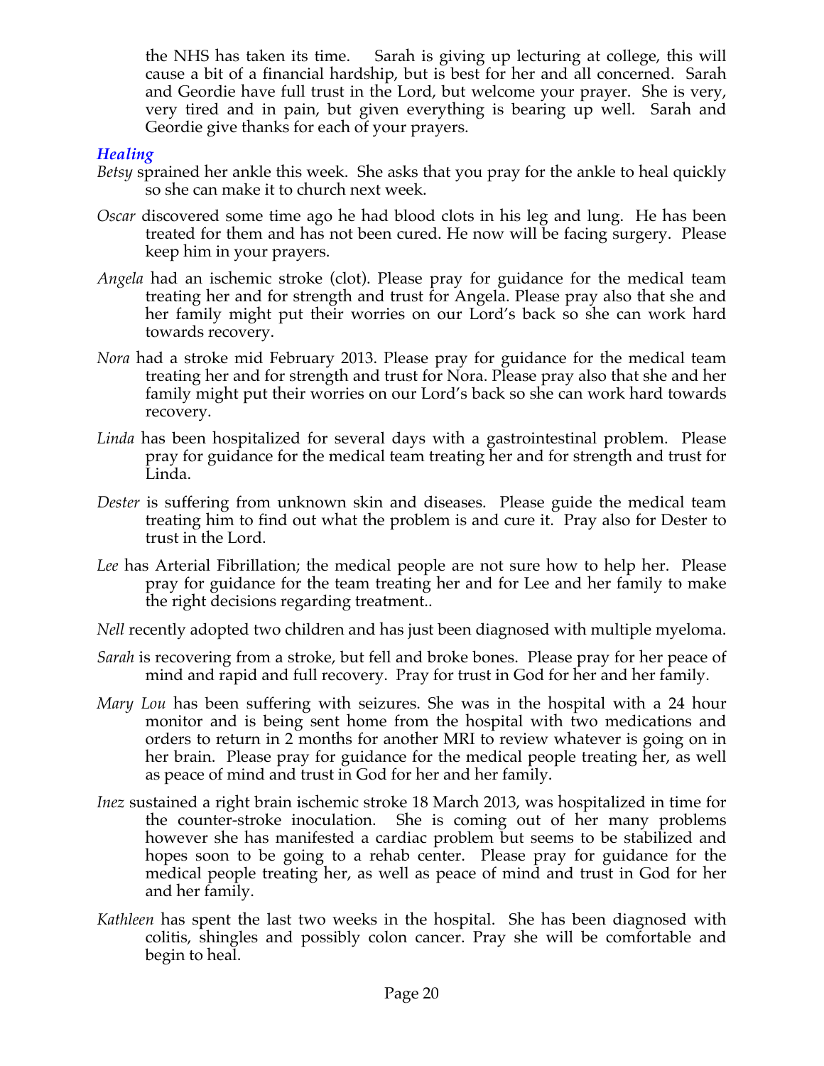the NHS has taken its time. Sarah is giving up lecturing at college, this will cause a bit of a financial hardship, but is best for her and all concerned. Sarah and Geordie have full trust in the Lord, but welcome your prayer. She is very, very tired and in pain, but given everything is bearing up well. Sarah and Geordie give thanks for each of your prayers.

### *Healing*

*Betsy* sprained her ankle this week. She asks that you pray for the ankle to heal quickly so she can make it to church next week.

*Oscar* discovered some time ago he had blood clots in his leg and lung. He has been treated for them and has not been cured. He now will be facing surgery. Please keep him in your prayers.

*Angela* had an ischemic stroke (clot). Please pray for guidance for the medical team treating her and for strength and trust for Angela. Please pray also that she and her family might put their worries on our Lord's back so she can work hard towards recovery.

*Nora* had a stroke mid February 2013. Please pray for guidance for the medical team treating her and for strength and trust for Nora. Please pray also that she and her family might put their worries on our Lord's back so she can work hard towards recovery.

*Linda* has been hospitalized for several days with a gastrointestinal problem. Please pray for guidance for the medical team treating her and for strength and trust for Linda.

*Dester* is suffering from unknown skin and diseases. Please guide the medical team treating him to find out what the problem is and cure it. Pray also for Dester to trust in the Lord.

*Lee* has Arterial Fibrillation; the medical people are not sure how to help her. Please pray for guidance for the team treating her and for Lee and her family to make the right decisions regarding treatment..

*Nell* recently adopted two children and has just been diagnosed with multiple myeloma.

*Sarah* is recovering from a stroke, but fell and broke bones. Please pray for her peace of mind and rapid and full recovery. Pray for trust in God for her and her family.

*Mary Lou* has been suffering with seizures. She was in the hospital with a 24 hour monitor and is being sent home from the hospital with two medications and orders to return in 2 months for another MRI to review whatever is going on in her brain. Please pray for guidance for the medical people treating her, as well as peace of mind and trust in God for her and her family.

*Inez* sustained a right brain ischemic stroke 18 March 2013, was hospitalized in time for the counter-stroke inoculation. She is coming out of her many problems however she has manifested a cardiac problem but seems to be stabilized and hopes soon to be going to a rehab center. Please pray for guidance for the medical people treating her, as well as peace of mind and trust in God for her and her family.

*Kathleen* has spent the last two weeks in the hospital. She has been diagnosed with colitis, shingles and possibly colon cancer. Pray she will be comfortable and begin to heal.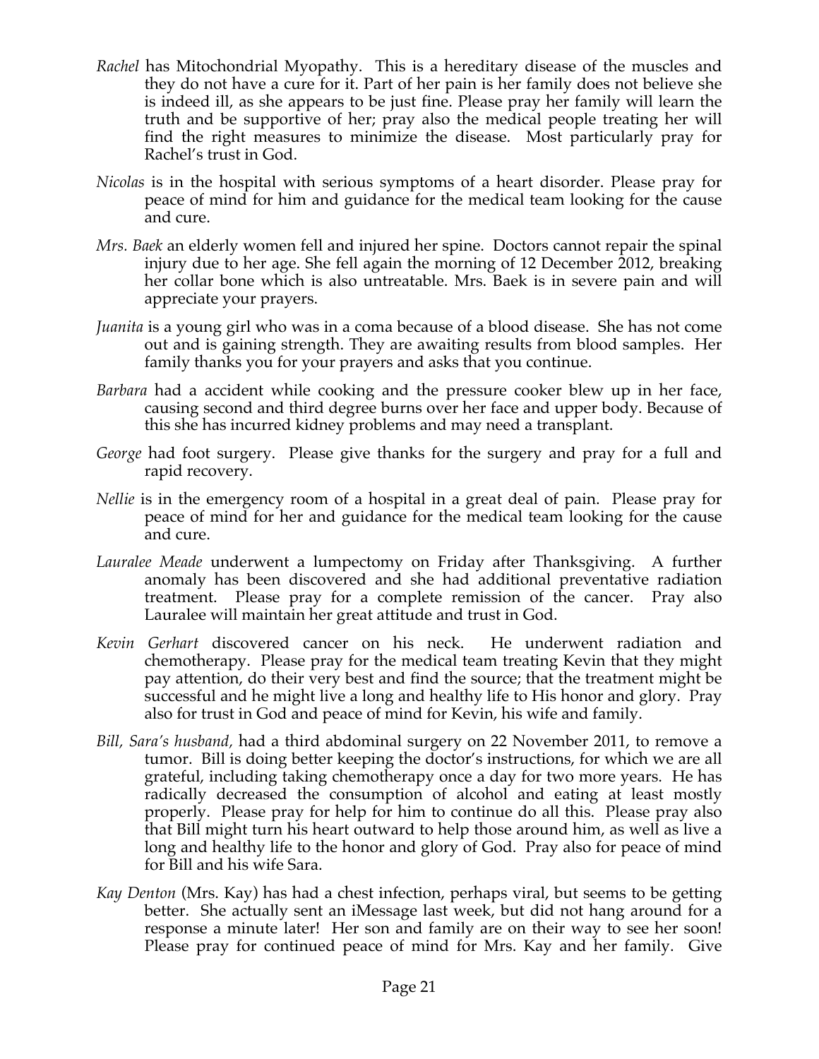*Rachel* has Mitochondrial Myopathy. This is a hereditary disease of the muscles and they do not have a cure for it. Part of her pain is her family does not believe she is indeed ill, as she appears to be just fine. Please pray her family will learn the truth and be supportive of her; pray also the medical people treating her will find the right measures to minimize the disease. Most particularly pray for Rachel's trust in God.

*Nicolas* is in the hospital with serious symptoms of a heart disorder. Please pray for peace of mind for him and guidance for the medical team looking for the cause and cure.

*Mrs. Baek* an elderly women fell and injured her spine. Doctors cannot repair the spinal injury due to her age. She fell again the morning of 12 December 2012, breaking her collar bone which is also untreatable. Mrs. Baek is in severe pain and will appreciate your prayers.

*Juanita* is a young girl who was in a coma because of a blood disease. She has not come out and is gaining strength. They are awaiting results from blood samples. Her family thanks you for your prayers and asks that you continue.

*Barbara* had a accident while cooking and the pressure cooker blew up in her face, causing second and third degree burns over her face and upper body. Because of this she has incurred kidney problems and may need a transplant.

*George* had foot surgery. Please give thanks for the surgery and pray for a full and rapid recovery.

*Nellie* is in the emergency room of a hospital in a great deal of pain. Please pray for peace of mind for her and guidance for the medical team looking for the cause and cure.

*Lauralee Meade* underwent a lumpectomy on Friday after Thanksgiving. A further anomaly has been discovered and she had additional preventative radiation treatment. Please pray for a complete remission of the cancer. Pray also Lauralee will maintain her great attitude and trust in God.

*Kevin Gerhart* discovered cancer on his neck. He underwent radiation and chemotherapy. Please pray for the medical team treating Kevin that they might pay attention, do their very best and find the source; that the treatment might be successful and he might live a long and healthy life to His honor and glory. Pray also for trust in God and peace of mind for Kevin, his wife and family.

*Bill, Sara's husband,* had a third abdominal surgery on 22 November 2011, to remove a tumor. Bill is doing better keeping the doctor's instructions, for which we are all grateful, including taking chemotherapy once a day for two more years. He has radically decreased the consumption of alcohol and eating at least mostly properly. Please pray for help for him to continue do all this. Please pray also that Bill might turn his heart outward to help those around him, as well as live a long and healthy life to the honor and glory of God. Pray also for peace of mind for Bill and his wife Sara.

*Kay Denton* (Mrs. Kay) has had a chest infection, perhaps viral, but seems to be getting better. She actually sent an iMessage last week, but did not hang around for a response a minute later! Her son and family are on their way to see her soon! Please pray for continued peace of mind for Mrs. Kay and her family. Give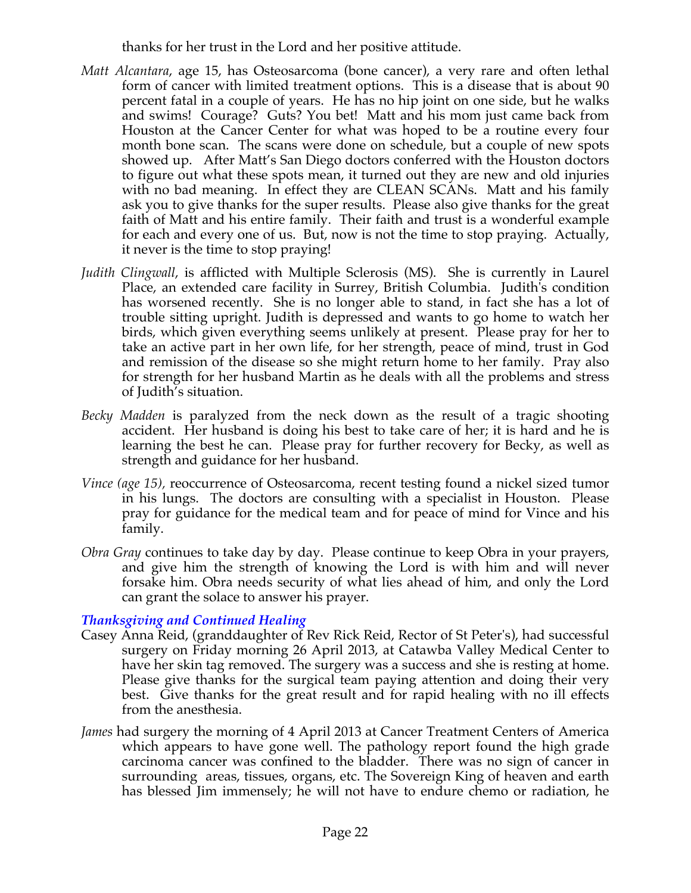thanks for her trust in the Lord and her positive attitude.

*Matt Alcantara*, age 15, has Osteosarcoma (bone cancer), a very rare and often lethal form of cancer with limited treatment options. This is a disease that is about 90 percent fatal in a couple of years. He has no hip joint on one side, but he walks and swims! Courage? Guts? You bet! Matt and his mom just came back from Houston at the Cancer Center for what was hoped to be a routine every four month bone scan. The scans were done on schedule, but a couple of new spots showed up. After Matt's San Diego doctors conferred with the Houston doctors to figure out what these spots mean, it turned out they are new and old injuries with no bad meaning. In effect they are CLEAN SCANs. Matt and his family ask you to give thanks for the super results. Please also give thanks for the great faith of Matt and his entire family. Their faith and trust is a wonderful example for each and every one of us. But, now is not the time to stop praying. Actually, it never is the time to stop praying!

*Judith Clingwall*, is afflicted with Multiple Sclerosis (MS). She is currently in Laurel Place, an extended care facility in Surrey, British Columbia. Judith's condition has worsened recently. She is no longer able to stand, in fact she has a lot of trouble sitting upright. Judith is depressed and wants to go home to watch her birds, which given everything seems unlikely at present. Please pray for her to take an active part in her own life, for her strength, peace of mind, trust in God and remission of the disease so she might return home to her family. Pray also for strength for her husband Martin as he deals with all the problems and stress of Judith's situation.

*Becky Madden* is paralyzed from the neck down as the result of a tragic shooting accident. Her husband is doing his best to take care of her; it is hard and he is learning the best he can. Please pray for further recovery for Becky, as well as strength and guidance for her husband.

*Vince (age 15),* reoccurrence of Osteosarcoma, recent testing found a nickel sized tumor in his lungs. The doctors are consulting with a specialist in Houston. Please pray for guidance for the medical team and for peace of mind for Vince and his family.

*Obra Gray* continues to take day by day. Please continue to keep Obra in your prayers, and give him the strength of knowing the Lord is with him and will never forsake him. Obra needs security of what lies ahead of him, and only the Lord can grant the solace to answer his prayer.

### *Thanksgiving and Continued Healing*

Casey Anna Reid, (granddaughter of Rev Rick Reid, Rector of St Peter's), had successful surgery on Friday morning 26 April 2013, at Catawba Valley Medical Center to have her skin tag removed. The surgery was a success and she is resting at home. Please give thanks for the surgical team paying attention and doing their very best. Give thanks for the great result and for rapid healing with no ill effects from the anesthesia.

*James* had surgery the morning of 4 April 2013 at Cancer Treatment Centers of America which appears to have gone well. The pathology report found the high grade carcinoma cancer was confined to the bladder. There was no sign of cancer in surrounding areas, tissues, organs, etc. The Sovereign King of heaven and earth has blessed Jim immensely; he will not have to endure chemo or radiation, he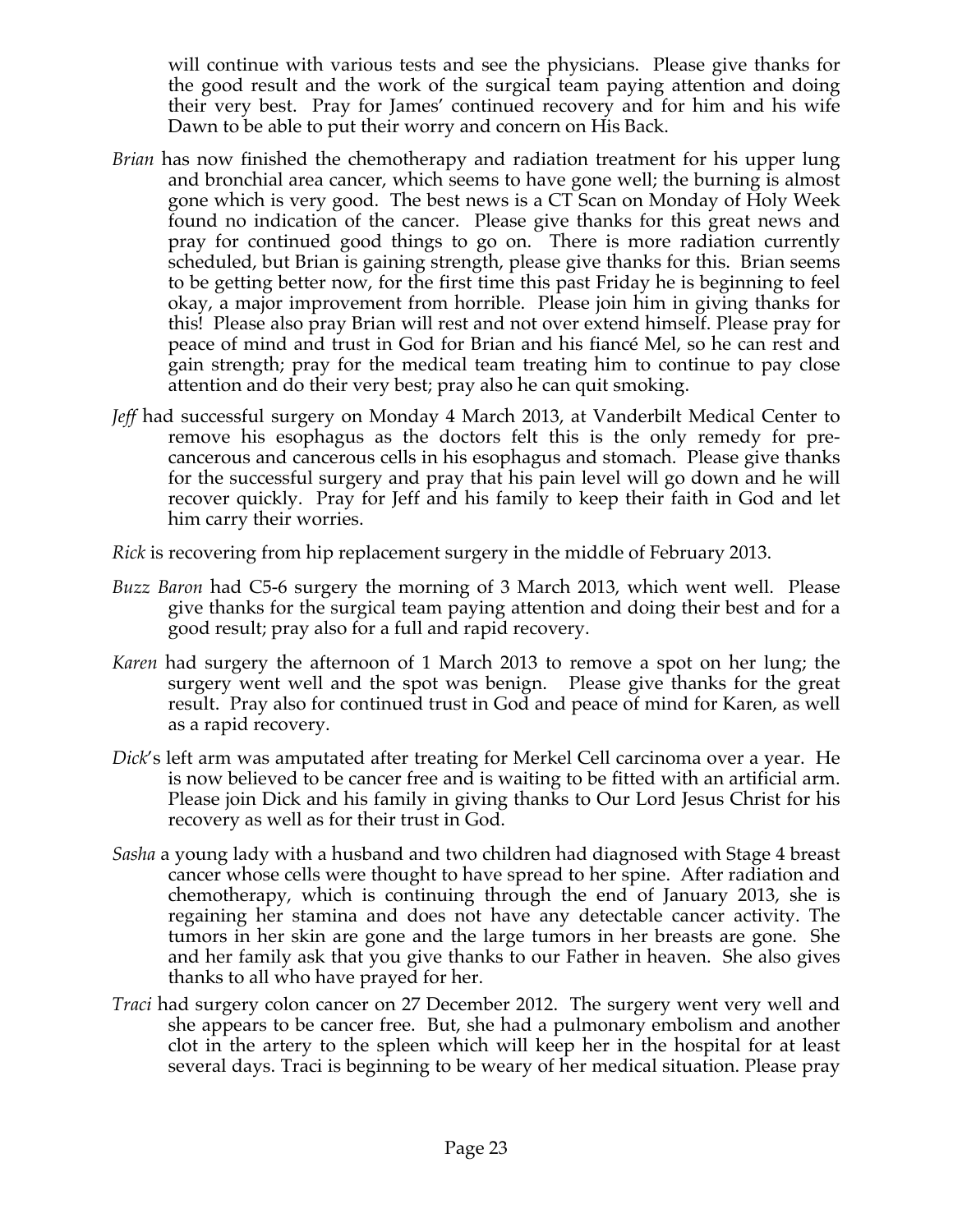will continue with various tests and see the physicians. Please give thanks for the good result and the work of the surgical team paying attention and doing their very best. Pray for James' continued recovery and for him and his wife Dawn to be able to put their worry and concern on His Back.

*Brian* has now finished the chemotherapy and radiation treatment for his upper lung and bronchial area cancer, which seems to have gone well; the burning is almost gone which is very good. The best news is a CT Scan on Monday of Holy Week found no indication of the cancer. Please give thanks for this great news and pray for continued good things to go on. There is more radiation currently scheduled, but Brian is gaining strength, please give thanks for this. Brian seems to be getting better now, for the first time this past Friday he is beginning to feel okay, a major improvement from horrible. Please join him in giving thanks for this! Please also pray Brian will rest and not over extend himself. Please pray for peace of mind and trust in God for Brian and his fiancé Mel, so he can rest and gain strength; pray for the medical team treating him to continue to pay close attention and do their very best; pray also he can quit smoking.

*Jeff* had successful surgery on Monday 4 March 2013, at Vanderbilt Medical Center to remove his esophagus as the doctors felt this is the only remedy for pre-cancerous and cancerous cells in his esophagus and stomach. Please give thanks for the successful surgery and pray that his pain level will go down and he will recover quickly. Pray for Jeff and his family to keep their faith in God and let him carry their worries.

*Rick* is recovering from hip replacement surgery in the middle of February 2013.

*Buzz Baron* had C5-6 surgery the morning of 3 March 2013, which went well. Please give thanks for the surgical team paying attention and doing their best and for a good result; pray also for a full and rapid recovery.

*Karen* had surgery the afternoon of 1 March 2013 to remove a spot on her lung; the surgery went well and the spot was benign. Please give thanks for the great result. Pray also for continued trust in God and peace of mind for Karen, as well as a rapid recovery.

*Dick*'s left arm was amputated after treating for Merkel Cell carcinoma over a year. He is now believed to be cancer free and is waiting to be fitted with an artificial arm. Please join Dick and his family in giving thanks to Our Lord Jesus Christ for his recovery as well as for their trust in God.

*Sasha* a young lady with a husband and two children had diagnosed with Stage 4 breast cancer whose cells were thought to have spread to her spine. After radiation and chemotherapy, which is continuing through the end of January 2013, she is regaining her stamina and does not have any detectable cancer activity. The tumors in her skin are gone and the large tumors in her breasts are gone. She and her family ask that you give thanks to our Father in heaven. She also gives thanks to all who have prayed for her.

*Traci* had surgery colon cancer on 27 December 2012. The surgery went very well and she appears to be cancer free. But, she had a pulmonary embolism and another clot in the artery to the spleen which will keep her in the hospital for at least several days. Traci is beginning to be weary of her medical situation. Please pray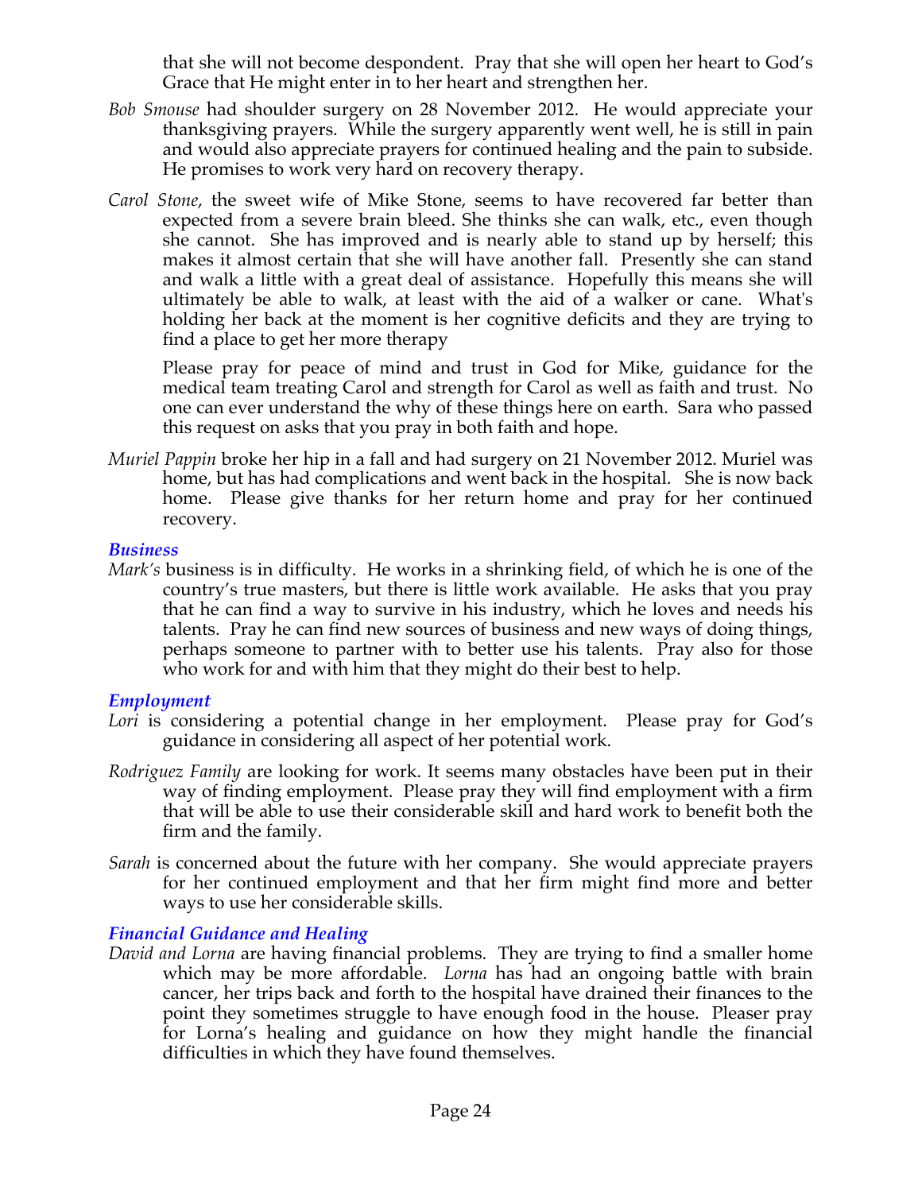that she will not become despondent. Pray that she will open her heart to God's Grace that He might enter in to her heart and strengthen her.

*Bob Smouse* had shoulder surgery on 28 November 2012. He would appreciate your thanksgiving prayers. While the surgery apparently went well, he is still in pain and would also appreciate prayers for continued healing and the pain to subside. He promises to work very hard on recovery therapy.

*Carol Stone*, the sweet wife of Mike Stone, seems to have recovered far better than expected from a severe brain bleed. She thinks she can walk, etc., even though she cannot. She has improved and is nearly able to stand up by herself; this makes it almost certain that she will have another fall. Presently she can stand and walk a little with a great deal of assistance. Hopefully this means she will ultimately be able to walk, at least with the aid of a walker or cane. What's holding her back at the moment is her cognitive deficits and they are trying to find a place to get her more therapy

Please pray for peace of mind and trust in God for Mike, guidance for the medical team treating Carol and strength for Carol as well as faith and trust. No one can ever understand the why of these things here on earth. Sara who passed this request on asks that you pray in both faith and hope.

*Muriel Pappin* broke her hip in a fall and had surgery on 21 November 2012. Muriel was home, but has had complications and went back in the hospital. She is now back home. Please give thanks for her return home and pray for her continued recovery.

### *Business*

*Mark's* business is in difficulty. He works in a shrinking field, of which he is one of the country's true masters, but there is little work available. He asks that you pray that he can find a way to survive in his industry, which he loves and needs his talents. Pray he can find new sources of business and new ways of doing things, perhaps someone to partner with to better use his talents. Pray also for those who work for and with him that they might do their best to help.

### *Employment*

*Lori* is considering a potential change in her employment. Please pray for God's guidance in considering all aspect of her potential work.

*Rodriguez Family* are looking for work. It seems many obstacles have been put in their way of finding employment. Please pray they will find employment with a firm that will be able to use their considerable skill and hard work to benefit both the firm and the family.

*Sarah* is concerned about the future with her company. She would appreciate prayers for her continued employment and that her firm might find more and better ways to use her considerable skills.

### *Financial Guidance and Healing*

*David and Lorna* are having financial problems. They are trying to find a smaller home which may be more affordable. *Lorna* has had an ongoing battle with brain cancer, her trips back and forth to the hospital have drained their finances to the point they sometimes struggle to have enough food in the house. Pleaser pray for Lorna's healing and guidance on how they might handle the financial difficulties in which they have found themselves.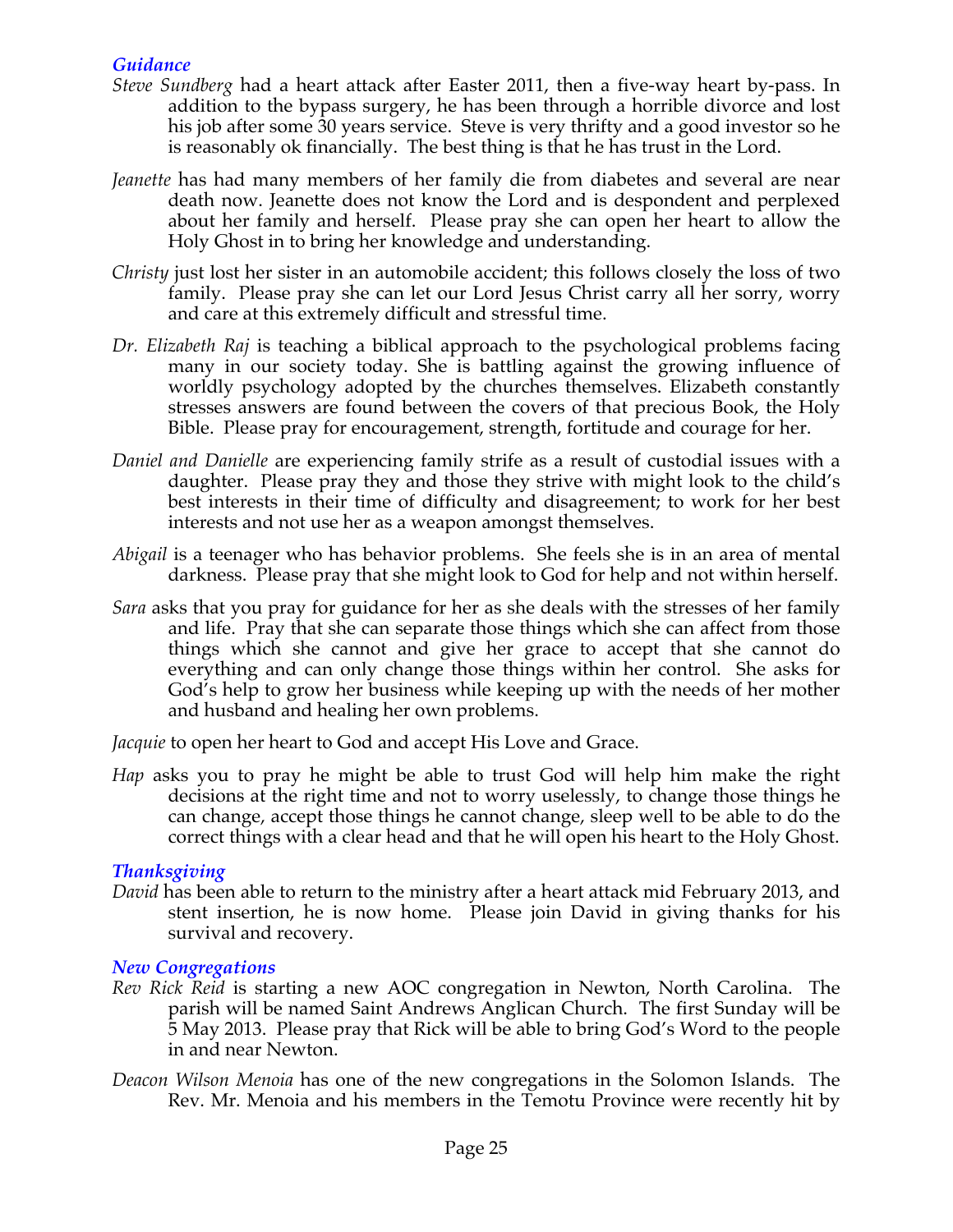### *Guidance*

*Steve Sundberg* had a heart attack after Easter 2011, then a five-way heart by-pass. In addition to the bypass surgery, he has been through a horrible divorce and lost his job after some 30 years service. Steve is very thrifty and a good investor so he is reasonably ok financially. The best thing is that he has trust in the Lord.

*Jeanette* has had many members of her family die from diabetes and several are near death now. Jeanette does not know the Lord and is despondent and perplexed about her family and herself. Please pray she can open her heart to allow the Holy Ghost in to bring her knowledge and understanding.

*Christy* just lost her sister in an automobile accident; this follows closely the loss of two family. Please pray she can let our Lord Jesus Christ carry all her sorry, worry and care at this extremely difficult and stressful time.

*Dr. Elizabeth Raj* is teaching a biblical approach to the psychological problems facing many in our society today. She is battling against the growing influence of worldly psychology adopted by the churches themselves. Elizabeth constantly stresses answers are found between the covers of that precious Book, the Holy Bible. Please pray for encouragement, strength, fortitude and courage for her.

*Daniel and Danielle* are experiencing family strife as a result of custodial issues with a daughter. Please pray they and those they strive with might look to the child's best interests in their time of difficulty and disagreement; to work for her best interests and not use her as a weapon amongst themselves.

*Abigail* is a teenager who has behavior problems. She feels she is in an area of mental darkness. Please pray that she might look to God for help and not within herself.

*Sara* asks that you pray for guidance for her as she deals with the stresses of her family and life. Pray that she can separate those things which she can affect from those things which she cannot and give her grace to accept that she cannot do everything and can only change those things within her control. She asks for God's help to grow her business while keeping up with the needs of her mother and husband and healing her own problems.

*Jacquie* to open her heart to God and accept His Love and Grace.

*Hap* asks you to pray he might be able to trust God will help him make the right decisions at the right time and not to worry uselessly, to change those things he can change, accept those things he cannot change, sleep well to be able to do the correct things with a clear head and that he will open his heart to the Holy Ghost.

### *Thanksgiving*

*David* has been able to return to the ministry after a heart attack mid February 2013, and stent insertion, he is now home. Please join David in giving thanks for his survival and recovery.

### *New Congregations*

*Rev Rick Reid* is starting a new AOC congregation in Newton, North Carolina. The parish will be named Saint Andrews Anglican Church. The first Sunday will be 5 May 2013. Please pray that Rick will be able to bring God's Word to the people in and near Newton.

*Deacon Wilson Menoia* has one of the new congregations in the Solomon Islands. The Rev. Mr. Menoia and his members in the Temotu Province were recently hit by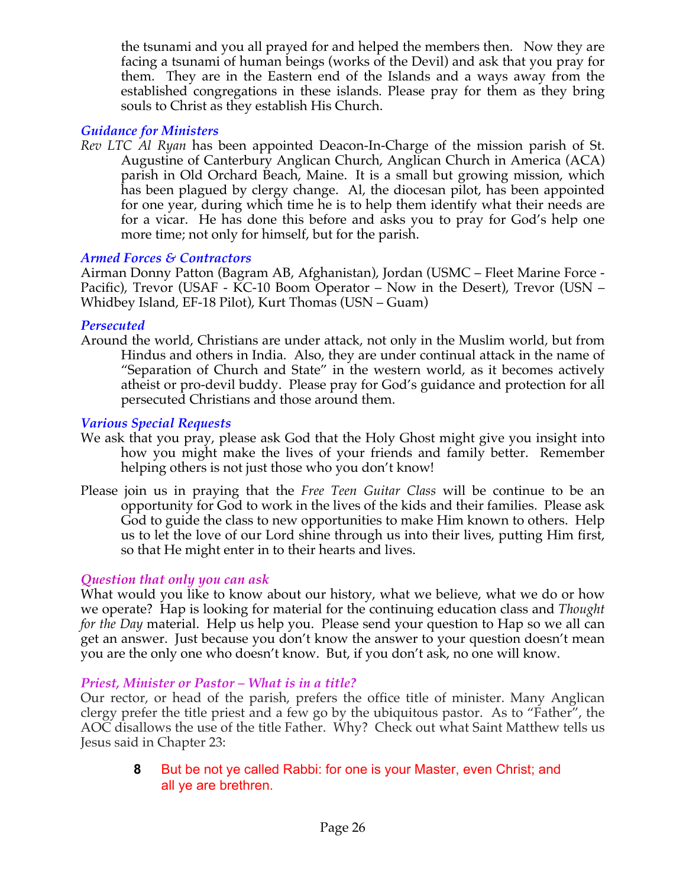the tsunami and you all prayed for and helped the members then. Now they are facing a tsunami of human beings (works of the Devil) and ask that you pray for them. They are in the Eastern end of the Islands and a ways away from the established congregations in these islands. Please pray for them as they bring souls to Christ as they establish His Church.

### *Guidance for Ministers*

*Rev LTC Al Ryan* has been appointed Deacon-In-Charge of the mission parish of St. Augustine of Canterbury Anglican Church, Anglican Church in America (ACA) parish in Old Orchard Beach, Maine. It is a small but growing mission, which has been plagued by clergy change. Al, the diocesan pilot, has been appointed for one year, during which time he is to help them identify what their needs are for a vicar. He has done this before and asks you to pray for God's help one more time; not only for himself, but for the parish.

### *Armed Forces & Contractors*

Airman Donny Patton (Bagram AB, Afghanistan), Jordan (USMC – Fleet Marine Force - Pacific), Trevor (USAF - KC-10 Boom Operator – Now in the Desert), Trevor (USN – Whidbey Island, EF-18 Pilot), Kurt Thomas (USN – Guam)

### *Persecuted*

Around the world, Christians are under attack, not only in the Muslim world, but from Hindus and others in India. Also, they are under continual attack in the name of "Separation of Church and State" in the western world, as it becomes actively atheist or pro-devil buddy. Please pray for God's guidance and protection for all persecuted Christians and those around them.

### *Various Special Requests*

We ask that you pray, please ask God that the Holy Ghost might give you insight into how you might make the lives of your friends and family better. Remember helping others is not just those who you don't know!

Please join us in praying that the *Free Teen Guitar Class* will be continue to be an opportunity for God to work in the lives of the kids and their families. Please ask God to guide the class to new opportunities to make Him known to others. Help us to let the love of our Lord shine through us into their lives, putting Him first, so that He might enter in to their hearts and lives.

### *Question that only you can ask*

What would you like to know about our history, what we believe, what we do or how we operate? Hap is looking for material for the continuing education class and *Thought for the Day* material. Help us help you. Please send your question to Hap so we all can get an answer. Just because you don't know the answer to your question doesn't mean you are the only one who doesn't know. But, if you don't ask, no one will know.

### *Priest, Minister or Pastor – What is in a title?*

Our rector, or head of the parish, prefers the office title of minister. Many Anglican clergy prefer the title priest and a few go by the ubiquitous pastor. As to "Father", the AOC disallows the use of the title Father. Why? Check out what Saint Matthew tells us Jesus said in Chapter 23:

> **8** But be not ye called Rabbi: for one is your Master, even Christ; and all ye are brethren.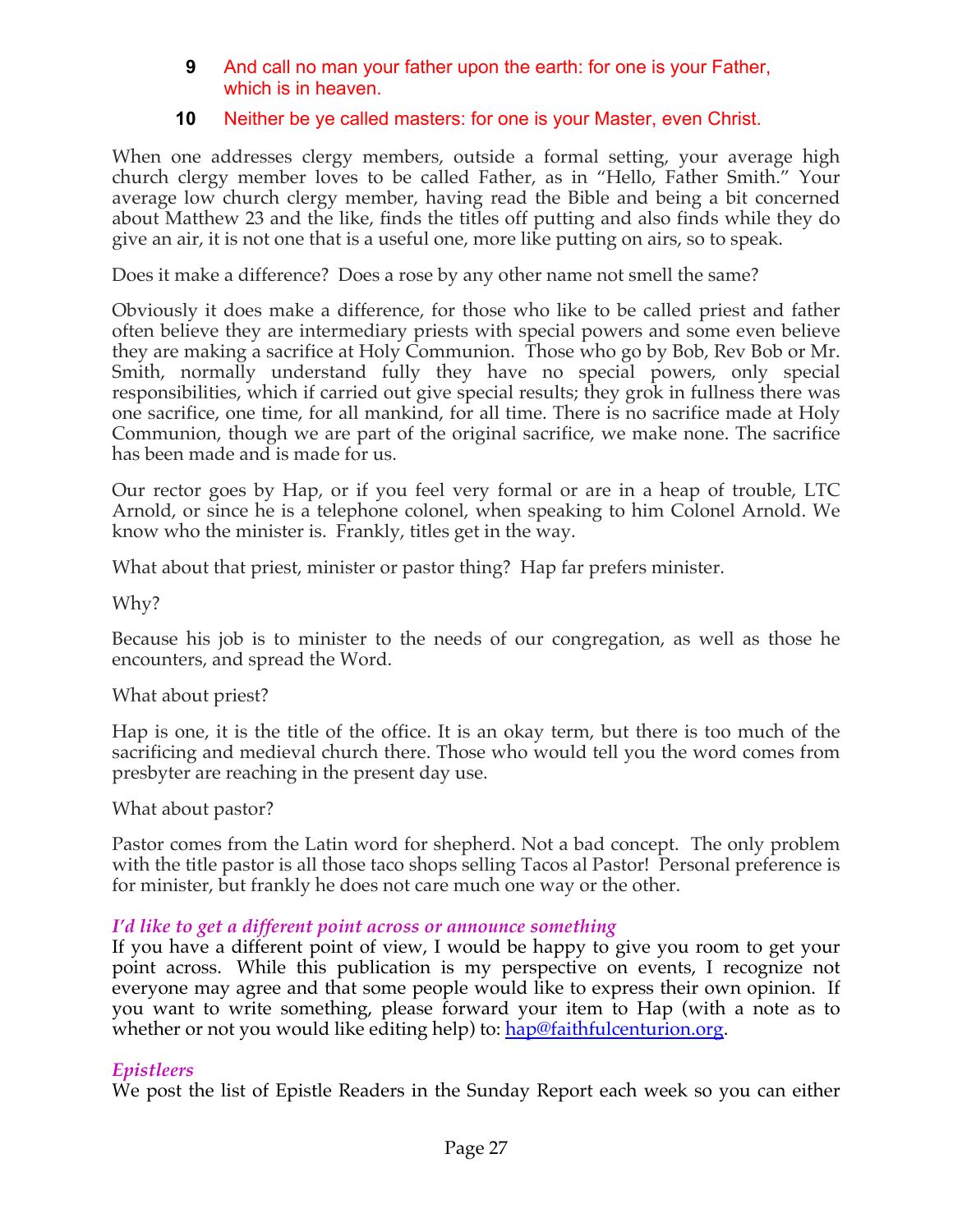**9** And call no man your father upon the earth: for one is your Father, which is in heaven.

**10** Neither be ye called masters: for one is your Master, even Christ.

When one addresses clergy members, outside a formal setting, your average high church clergy member loves to be called Father, as in "Hello, Father Smith." Your average low church clergy member, having read the Bible and being a bit concerned about Matthew 23 and the like, finds the titles off putting and also finds while they do give an air, it is not one that is a useful one, more like putting on airs, so to speak.

Does it make a difference? Does a rose by any other name not smell the same?

Obviously it does make a difference, for those who like to be called priest and father often believe they are intermediary priests with special powers and some even believe they are making a sacrifice at Holy Communion. Those who go by Bob, Rev Bob or Mr. Smith, normally understand fully they have no special powers, only special responsibilities, which if carried out give special results; they grok in fullness there was one sacrifice, one time, for all mankind, for all time. There is no sacrifice made at Holy Communion, though we are part of the original sacrifice, we make none. The sacrifice has been made and is made for us.

Our rector goes by Hap, or if you feel very formal or are in a heap of trouble, LTC Arnold, or since he is a telephone colonel, when speaking to him Colonel Arnold. We know who the minister is. Frankly, titles get in the way.

What about that priest, minister or pastor thing? Hap far prefers minister.

Why?

Because his job is to minister to the needs of our congregation, as well as those he encounters, and spread the Word.

What about priest?

Hap is one, it is the title of the office. It is an okay term, but there is too much of the sacrificing and medieval church there. Those who would tell you the word comes from presbyter are reaching in the present day use.

What about pastor?

Pastor comes from the Latin word for shepherd. Not a bad concept. The only problem with the title pastor is all those taco shops selling Tacos al Pastor! Personal preference is for minister, but frankly he does not care much one way or the other.

### *I'd like to get a different point across or announce something*

If you have a different point of view, I would be happy to give you room to get your point across. While this publication is my perspective on events, I recognize not everyone may agree and that some people would like to express their own opinion. If you want to write something, please forward your item to Hap (with a note as to whether or not you would like editing help) to: hap@faithfulcenturion.org.

### *Epistleers*

We post the list of Epistle Readers in the Sunday Report each week so you can either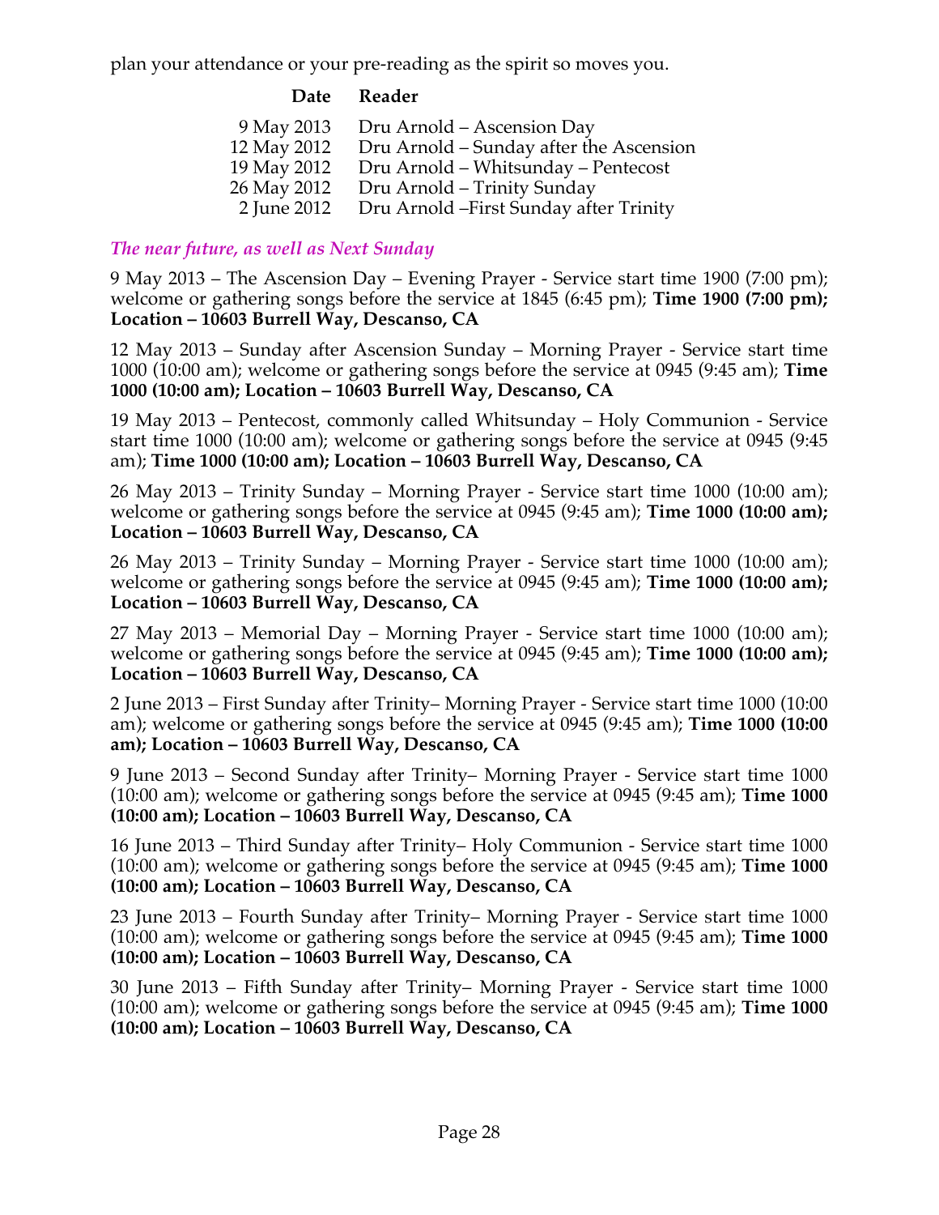plan your attendance or your pre-reading as the spirit so moves you.

| Date | Reader |
|---|---|
| 9 May 2013 | Dru Arnold – Ascension Day |
| 12 May 2012 | Dru Arnold – Sunday after the Ascension |
| 19 May 2012 | Dru Arnold – Whitsunday – Pentecost |
| 26 May 2012 | Dru Arnold – Trinity Sunday |
| 2 June 2012 | Dru Arnold –First Sunday after Trinity |

### *The near future, as well as Next Sunday*

9 May 2013 – The Ascension Day – Evening Prayer - Service start time 1900 (7:00 pm); welcome or gathering songs before the service at 1845 (6:45 pm); **Time 1900 (7:00 pm); Location – 10603 Burrell Way, Descanso, CA**

12 May 2013 – Sunday after Ascension Sunday – Morning Prayer - Service start time 1000 (10:00 am); welcome or gathering songs before the service at 0945 (9:45 am); **Time 1000 (10:00 am); Location – 10603 Burrell Way, Descanso, CA**

19 May 2013 – Pentecost, commonly called Whitsunday – Holy Communion - Service start time 1000 (10:00 am); welcome or gathering songs before the service at 0945 (9:45 am); **Time 1000 (10:00 am); Location – 10603 Burrell Way, Descanso, CA**

26 May 2013 – Trinity Sunday – Morning Prayer - Service start time 1000 (10:00 am); welcome or gathering songs before the service at 0945 (9:45 am); **Time 1000 (10:00 am); Location – 10603 Burrell Way, Descanso, CA**

26 May 2013 – Trinity Sunday – Morning Prayer - Service start time 1000 (10:00 am); welcome or gathering songs before the service at 0945 (9:45 am); **Time 1000 (10:00 am); Location – 10603 Burrell Way, Descanso, CA**

27 May 2013 – Memorial Day – Morning Prayer - Service start time 1000 (10:00 am); welcome or gathering songs before the service at 0945 (9:45 am); **Time 1000 (10:00 am); Location – 10603 Burrell Way, Descanso, CA**

2 June 2013 – First Sunday after Trinity– Morning Prayer - Service start time 1000 (10:00 am); welcome or gathering songs before the service at 0945 (9:45 am); **Time 1000 (10:00 am); Location – 10603 Burrell Way, Descanso, CA**

9 June 2013 – Second Sunday after Trinity– Morning Prayer - Service start time 1000 (10:00 am); welcome or gathering songs before the service at 0945 (9:45 am); **Time 1000 (10:00 am); Location – 10603 Burrell Way, Descanso, CA**

16 June 2013 – Third Sunday after Trinity– Holy Communion - Service start time 1000 (10:00 am); welcome or gathering songs before the service at 0945 (9:45 am); **Time 1000 (10:00 am); Location – 10603 Burrell Way, Descanso, CA**

23 June 2013 – Fourth Sunday after Trinity– Morning Prayer - Service start time 1000 (10:00 am); welcome or gathering songs before the service at 0945 (9:45 am); **Time 1000 (10:00 am); Location – 10603 Burrell Way, Descanso, CA**

30 June 2013 – Fifth Sunday after Trinity– Morning Prayer - Service start time 1000 (10:00 am); welcome or gathering songs before the service at 0945 (9:45 am); **Time 1000 (10:00 am); Location – 10603 Burrell Way, Descanso, CA**